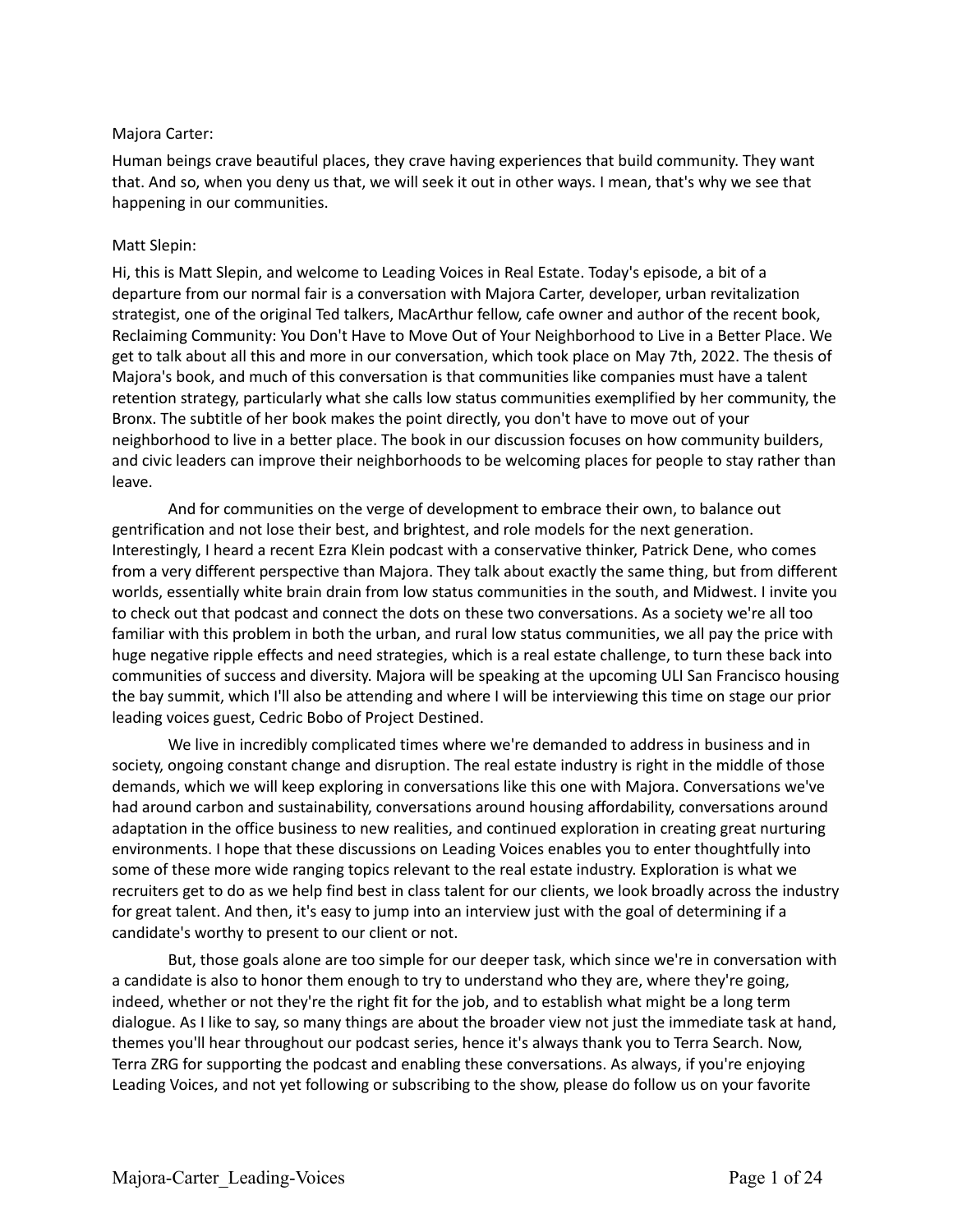Majora Carter:

Human beings crave beautiful places, they crave having experiences that build community. They want that. And so, when you deny us that, we will seek it out in other ways. I mean, that's why we see that happening in our communities.

Matt Slepin:

Hi, this is Matt Slepin, and welcome to Leading Voices in Real Estate. Today's episode, a bit of a departure from our normal fair is a conversation with Majora Carter, developer, urban revitalization strategist, one of the original Ted talkers, MacArthur fellow, cafe owner and author of the recent book, Reclaiming Community: You Don't Have to Move Out of Your Neighborhood to Live in a Better Place. We get to talk about all this and more in our conversation, which took place on May 7th, 2022. The thesis of Majora's book, and much of this conversation is that communities like companies must have a talent retention strategy, particularly what she calls low status communities exemplified by her community, the Bronx. The subtitle of her book makes the point directly, you don't have to move out of your neighborhood to live in a better place. The book in our discussion focuses on how community builders, and civic leaders can improve their neighborhoods to be welcoming places for people to stay rather than leave.

And for communities on the verge of development to embrace their own, to balance out gentrification and not lose their best, and brightest, and role models for the next generation. Interestingly, I heard a recent Ezra Klein podcast with a conservative thinker, Patrick Dene, who comes from a very different perspective than Majora. They talk about exactly the same thing, but from different worlds, essentially white brain drain from low status communities in the south, and Midwest. I invite you to check out that podcast and connect the dots on these two conversations. As a society we're all too familiar with this problem in both the urban, and rural low status communities, we all pay the price with huge negative ripple effects and need strategies, which is a real estate challenge, to turn these back into communities of success and diversity. Majora will be speaking at the upcoming ULI San Francisco housing the bay summit, which I'll also be attending and where I will be interviewing this time on stage our prior leading voices guest, Cedric Bobo of Project Destined.

We live in incredibly complicated times where we're demanded to address in business and in society, ongoing constant change and disruption. The real estate industry is right in the middle of those demands, which we will keep exploring in conversations like this one with Majora. Conversations we've had around carbon and sustainability, conversations around housing affordability, conversations around adaptation in the office business to new realities, and continued exploration in creating great nurturing environments. I hope that these discussions on Leading Voices enables you to enter thoughtfully into some of these more wide ranging topics relevant to the real estate industry. Exploration is what we recruiters get to do as we help find best in class talent for our clients, we look broadly across the industry for great talent. And then, it's easy to jump into an interview just with the goal of determining if a candidate's worthy to present to our client or not.

But, those goals alone are too simple for our deeper task, which since we're in conversation with a candidate is also to honor them enough to try to understand who they are, where they're going, indeed, whether or not they're the right fit for the job, and to establish what might be a long term dialogue. As I like to say, so many things are about the broader view not just the immediate task at hand, themes you'll hear throughout our podcast series, hence it's always thank you to Terra Search. Now, Terra ZRG for supporting the podcast and enabling these conversations. As always, if you're enjoying Leading Voices, and not yet following or subscribing to the show, please do follow us on your favorite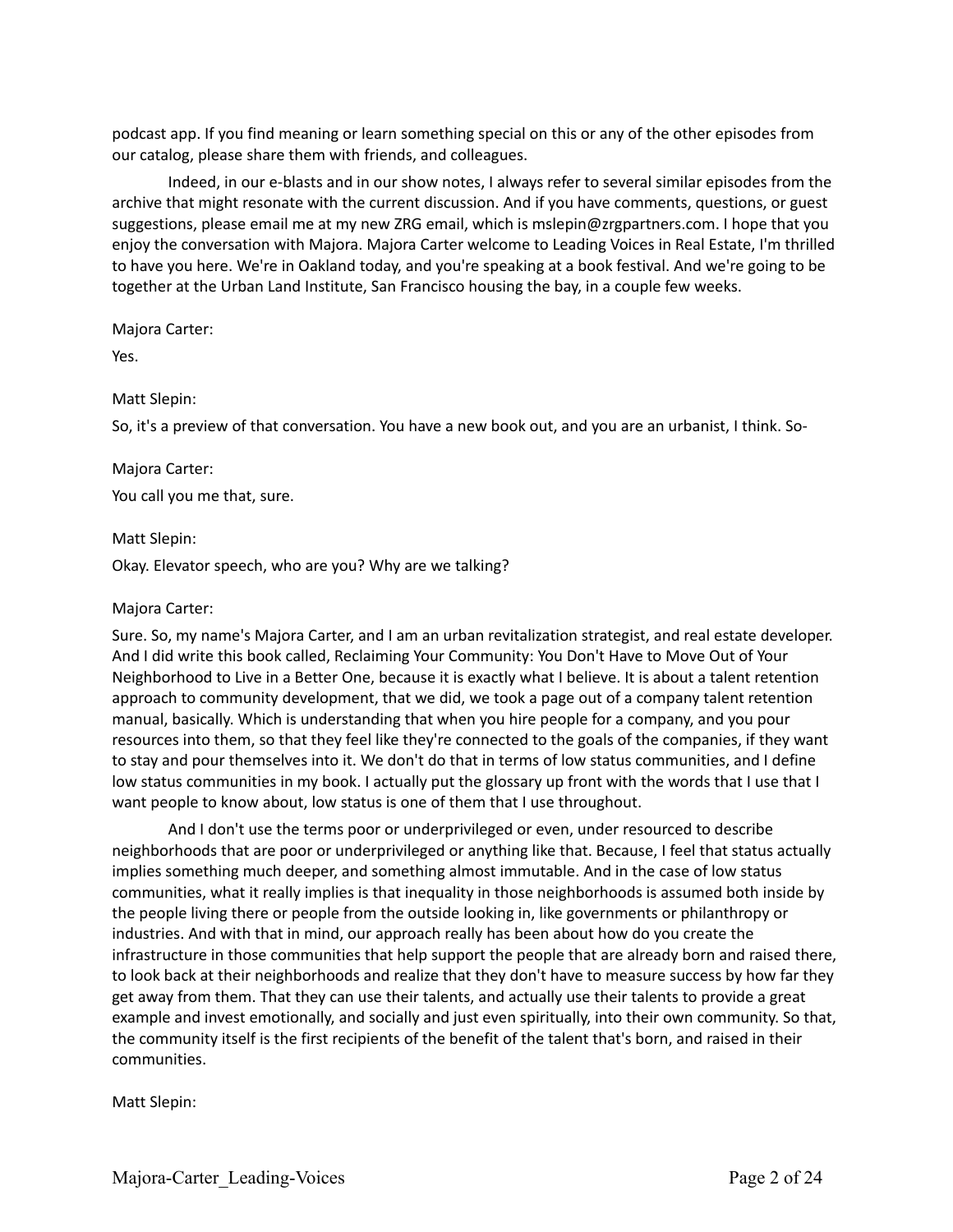podcast app. If you find meaning or learn something special on this or any of the other episodes from our catalog, please share them with friends, and colleagues.

Indeed, in our e-blasts and in our show notes, I always refer to several similar episodes from the archive that might resonate with the current discussion. And if you have comments, questions, or guest suggestions, please email me at my new ZRG email, which is mslepin@zrgpartners.com. I hope that you enjoy the conversation with Majora. Majora Carter welcome to Leading Voices in Real Estate, I'm thrilled to have you here. We're in Oakland today, and you're speaking at a book festival. And we're going to be together at the Urban Land Institute, San Francisco housing the bay, in a couple few weeks.

Majora Carter:

Yes.

Matt Slepin:

So, it's a preview of that conversation. You have a new book out, and you are an urbanist, I think. So-

Majora Carter:

You call you me that, sure.

Matt Slepin:

Okay. Elevator speech, who are you? Why are we talking?

Majora Carter:

Sure. So, my name's Majora Carter, and I am an urban revitalization strategist, and real estate developer. And I did write this book called, Reclaiming Your Community: You Don't Have to Move Out of Your Neighborhood to Live in a Better One, because it is exactly what I believe. It is about a talent retention approach to community development, that we did, we took a page out of a company talent retention manual, basically. Which is understanding that when you hire people for a company, and you pour resources into them, so that they feel like they're connected to the goals of the companies, if they want to stay and pour themselves into it. We don't do that in terms of low status communities, and I define low status communities in my book. I actually put the glossary up front with the words that I use that I want people to know about, low status is one of them that I use throughout.

And I don't use the terms poor or underprivileged or even, under resourced to describe neighborhoods that are poor or underprivileged or anything like that. Because, I feel that status actually implies something much deeper, and something almost immutable. And in the case of low status communities, what it really implies is that inequality in those neighborhoods is assumed both inside by the people living there or people from the outside looking in, like governments or philanthropy or industries. And with that in mind, our approach really has been about how do you create the infrastructure in those communities that help support the people that are already born and raised there, to look back at their neighborhoods and realize that they don't have to measure success by how far they get away from them. That they can use their talents, and actually use their talents to provide a great example and invest emotionally, and socially and just even spiritually, into their own community. So that, the community itself is the first recipients of the benefit of the talent that's born, and raised in their communities.

Matt Slepin: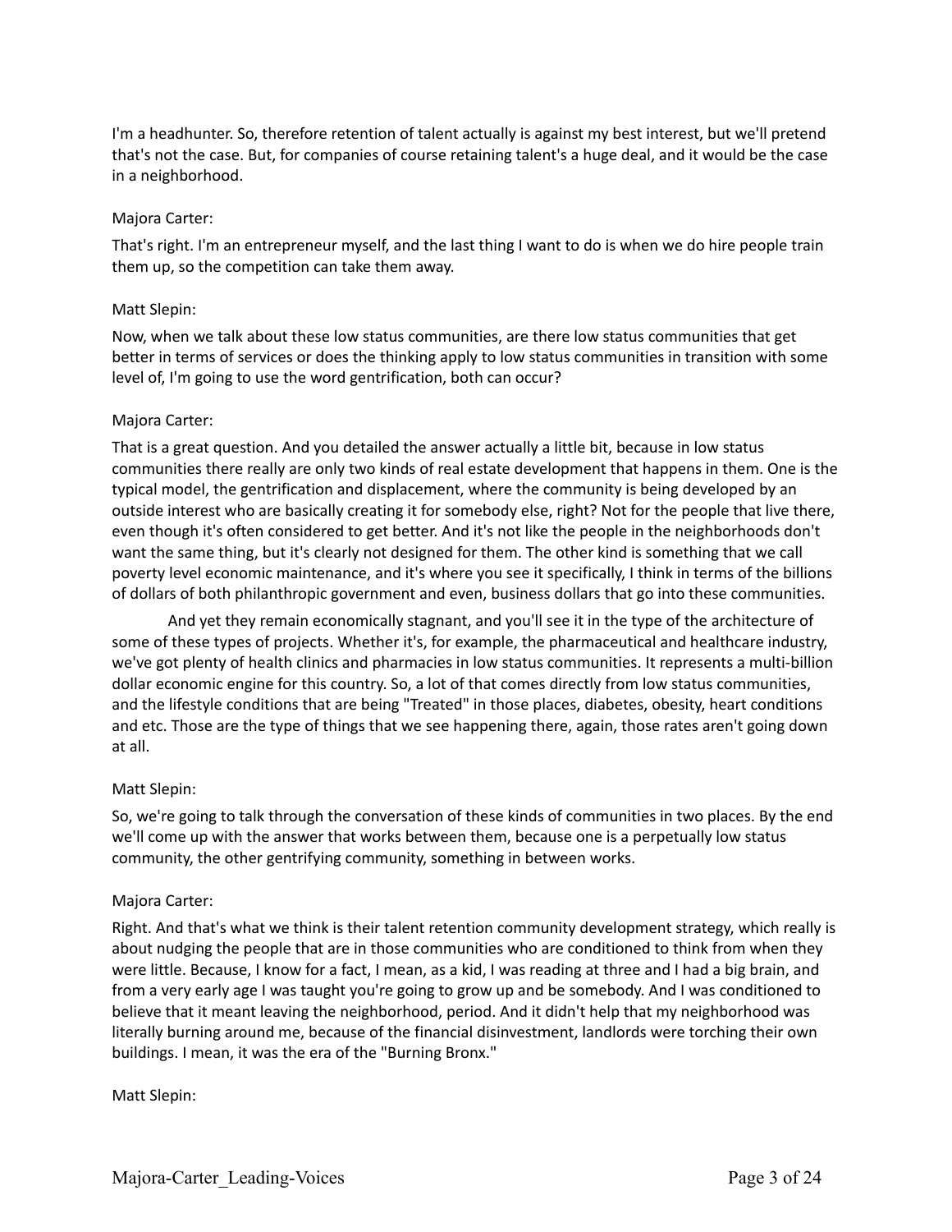I'm a headhunter. So, therefore retention of talent actually is against my best interest, but we'll pretend that's not the case. But, for companies of course retaining talent's a huge deal, and it would be the case in a neighborhood.

Majora Carter:

That's right. I'm an entrepreneur myself, and the last thing I want to do is when we do hire people train them up, so the competition can take them away.

Matt Slepin:

Now, when we talk about these low status communities, are there low status communities that get better in terms of services or does the thinking apply to low status communities in transition with some level of, I'm going to use the word gentrification, both can occur?

Majora Carter:

That is a great question. And you detailed the answer actually a little bit, because in low status communities there really are only two kinds of real estate development that happens in them. One is the typical model, the gentrification and displacement, where the community is being developed by an outside interest who are basically creating it for somebody else, right? Not for the people that live there, even though it's often considered to get better. And it's not like the people in the neighborhoods don't want the same thing, but it's clearly not designed for them. The other kind is something that we call poverty level economic maintenance, and it's where you see it specifically, I think in terms of the billions of dollars of both philanthropic government and even, business dollars that go into these communities.

And yet they remain economically stagnant, and you'll see it in the type of the architecture of some of these types of projects. Whether it's, for example, the pharmaceutical and healthcare industry, we've got plenty of health clinics and pharmacies in low status communities. It represents a multi-billion dollar economic engine for this country. So, a lot of that comes directly from low status communities, and the lifestyle conditions that are being "Treated" in those places, diabetes, obesity, heart conditions and etc. Those are the type of things that we see happening there, again, those rates aren't going down at all.

Matt Slepin:

So, we're going to talk through the conversation of these kinds of communities in two places. By the end we'll come up with the answer that works between them, because one is a perpetually low status community, the other gentrifying community, something in between works.

Majora Carter:

Right. And that's what we think is their talent retention community development strategy, which really is about nudging the people that are in those communities who are conditioned to think from when they were little. Because, I know for a fact, I mean, as a kid, I was reading at three and I had a big brain, and from a very early age I was taught you're going to grow up and be somebody. And I was conditioned to believe that it meant leaving the neighborhood, period. And it didn't help that my neighborhood was literally burning around me, because of the financial disinvestment, landlords were torching their own buildings. I mean, it was the era of the "Burning Bronx."

Matt Slepin: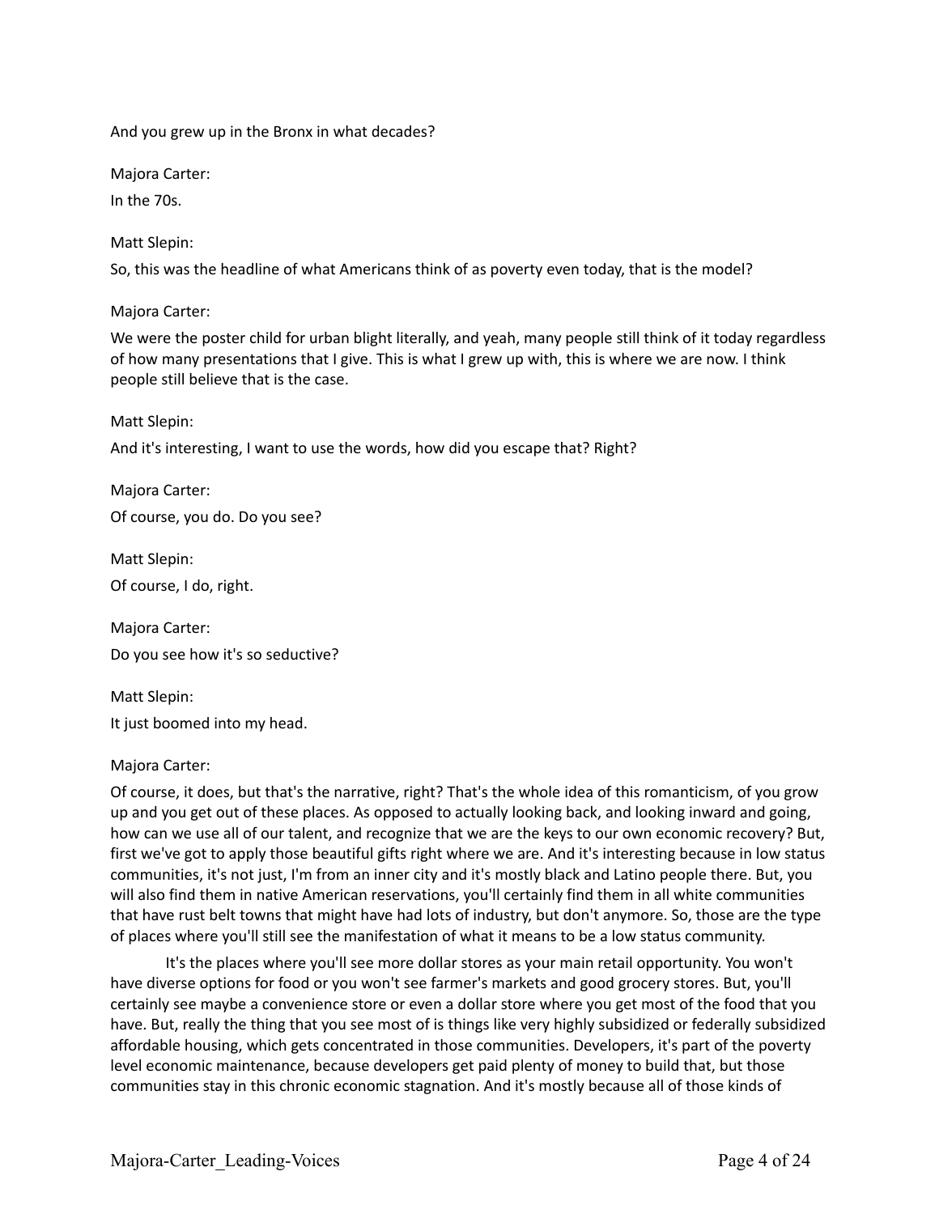And you grew up in the Bronx in what decades?

Majora Carter:

In the 70s.

Matt Slepin:

So, this was the headline of what Americans think of as poverty even today, that is the model?

Majora Carter:

We were the poster child for urban blight literally, and yeah, many people still think of it today regardless of how many presentations that I give. This is what I grew up with, this is where we are now. I think people still believe that is the case.

Matt Slepin:

And it's interesting, I want to use the words, how did you escape that? Right?

Majora Carter:

Of course, you do. Do you see?

Matt Slepin:

Of course, I do, right.

Majora Carter:

Do you see how it's so seductive?

Matt Slepin:

It just boomed into my head.

Majora Carter:

Of course, it does, but that's the narrative, right? That's the whole idea of this romanticism, of you grow up and you get out of these places. As opposed to actually looking back, and looking inward and going, how can we use all of our talent, and recognize that we are the keys to our own economic recovery? But, first we've got to apply those beautiful gifts right where we are. And it's interesting because in low status communities, it's not just, I'm from an inner city and it's mostly black and Latino people there. But, you will also find them in native American reservations, you'll certainly find them in all white communities that have rust belt towns that might have had lots of industry, but don't anymore. So, those are the type of places where you'll still see the manifestation of what it means to be a low status community.

It's the places where you'll see more dollar stores as your main retail opportunity. You won't have diverse options for food or you won't see farmer's markets and good grocery stores. But, you'll certainly see maybe a convenience store or even a dollar store where you get most of the food that you have. But, really the thing that you see most of is things like very highly subsidized or federally subsidized affordable housing, which gets concentrated in those communities. Developers, it's part of the poverty level economic maintenance, because developers get paid plenty of money to build that, but those communities stay in this chronic economic stagnation. And it's mostly because all of those kinds of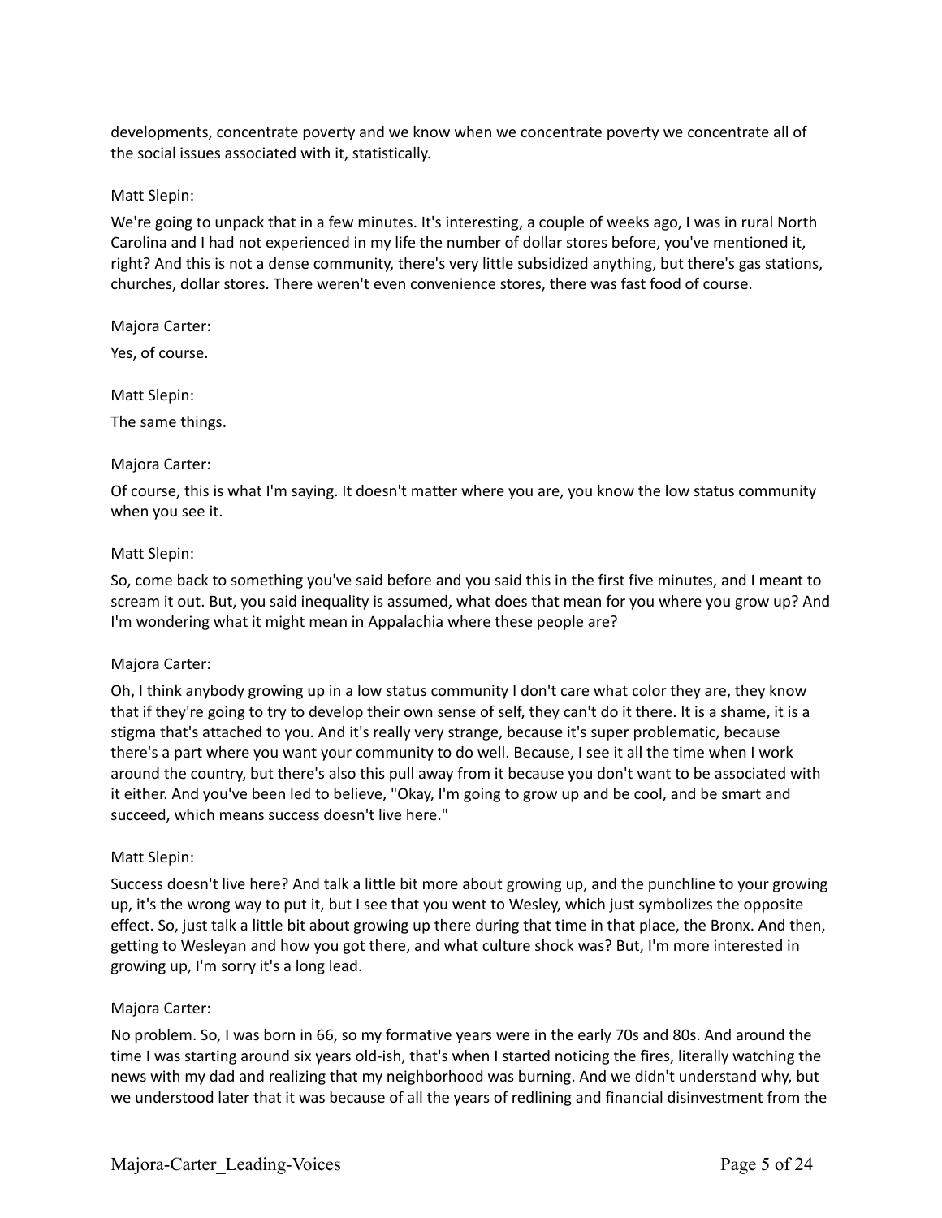developments, concentrate poverty and we know when we concentrate poverty we concentrate all of the social issues associated with it, statistically.

Matt Slepin:

We're going to unpack that in a few minutes. It's interesting, a couple of weeks ago, I was in rural North Carolina and I had not experienced in my life the number of dollar stores before, you've mentioned it, right? And this is not a dense community, there's very little subsidized anything, but there's gas stations, churches, dollar stores. There weren't even convenience stores, there was fast food of course.

Majora Carter:

Yes, of course.

Matt Slepin:

The same things.

Majora Carter:

Of course, this is what I'm saying. It doesn't matter where you are, you know the low status community when you see it.

Matt Slepin:

So, come back to something you've said before and you said this in the first five minutes, and I meant to scream it out. But, you said inequality is assumed, what does that mean for you where you grow up? And I'm wondering what it might mean in Appalachia where these people are?

Majora Carter:

Oh, I think anybody growing up in a low status community I don't care what color they are, they know that if they're going to try to develop their own sense of self, they can't do it there. It is a shame, it is a stigma that's attached to you. And it's really very strange, because it's super problematic, because there's a part where you want your community to do well. Because, I see it all the time when I work around the country, but there's also this pull away from it because you don't want to be associated with it either. And you've been led to believe, "Okay, I'm going to grow up and be cool, and be smart and succeed, which means success doesn't live here."

Matt Slepin:

Success doesn't live here? And talk a little bit more about growing up, and the punchline to your growing up, it's the wrong way to put it, but I see that you went to Wesley, which just symbolizes the opposite effect. So, just talk a little bit about growing up there during that time in that place, the Bronx. And then, getting to Wesleyan and how you got there, and what culture shock was? But, I'm more interested in growing up, I'm sorry it's a long lead.

Majora Carter:

No problem. So, I was born in 66, so my formative years were in the early 70s and 80s. And around the time I was starting around six years old-ish, that's when I started noticing the fires, literally watching the news with my dad and realizing that my neighborhood was burning. And we didn't understand why, but we understood later that it was because of all the years of redlining and financial disinvestment from the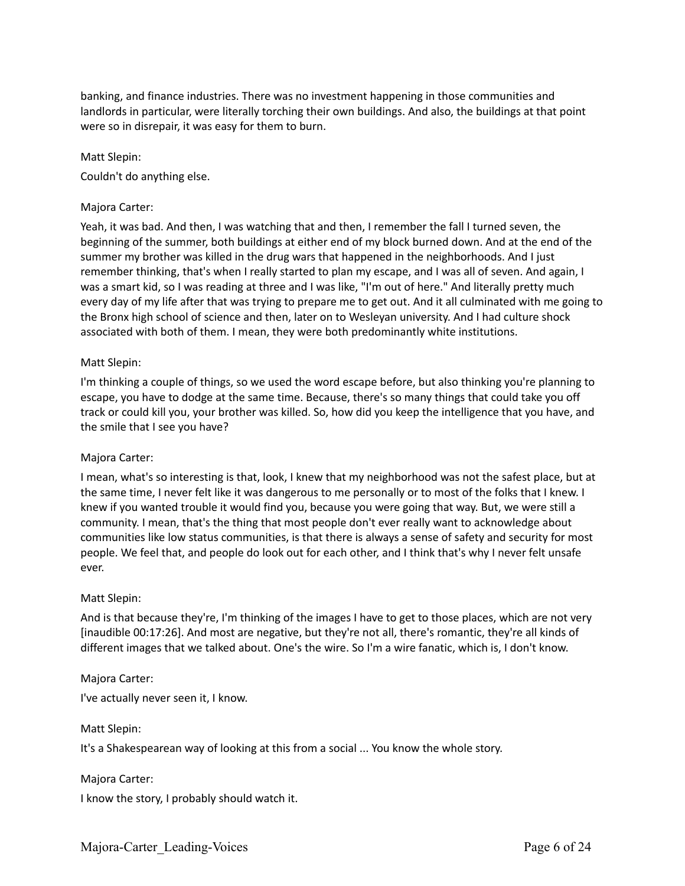banking, and finance industries. There was no investment happening in those communities and landlords in particular, were literally torching their own buildings. And also, the buildings at that point were so in disrepair, it was easy for them to burn.

Matt Slepin:

Couldn't do anything else.

Majora Carter:

Yeah, it was bad. And then, I was watching that and then, I remember the fall I turned seven, the beginning of the summer, both buildings at either end of my block burned down. And at the end of the summer my brother was killed in the drug wars that happened in the neighborhoods. And I just remember thinking, that's when I really started to plan my escape, and I was all of seven. And again, I was a smart kid, so I was reading at three and I was like, "I'm out of here." And literally pretty much every day of my life after that was trying to prepare me to get out. And it all culminated with me going to the Bronx high school of science and then, later on to Wesleyan university. And I had culture shock associated with both of them. I mean, they were both predominantly white institutions.

Matt Slepin:

I'm thinking a couple of things, so we used the word escape before, but also thinking you're planning to escape, you have to dodge at the same time. Because, there's so many things that could take you off track or could kill you, your brother was killed. So, how did you keep the intelligence that you have, and the smile that I see you have?

Majora Carter:

I mean, what's so interesting is that, look, I knew that my neighborhood was not the safest place, but at the same time, I never felt like it was dangerous to me personally or to most of the folks that I knew. I knew if you wanted trouble it would find you, because you were going that way. But, we were still a community. I mean, that's the thing that most people don't ever really want to acknowledge about communities like low status communities, is that there is always a sense of safety and security for most people. We feel that, and people do look out for each other, and I think that's why I never felt unsafe ever.

Matt Slepin:

And is that because they're, I'm thinking of the images I have to get to those places, which are not very [inaudible 00:17:26]. And most are negative, but they're not all, there's romantic, they're all kinds of different images that we talked about. One's the wire. So I'm a wire fanatic, which is, I don't know.

Majora Carter:

I've actually never seen it, I know.

Matt Slepin:

It's a Shakespearean way of looking at this from a social ... You know the whole story.

Majora Carter:

I know the story, I probably should watch it.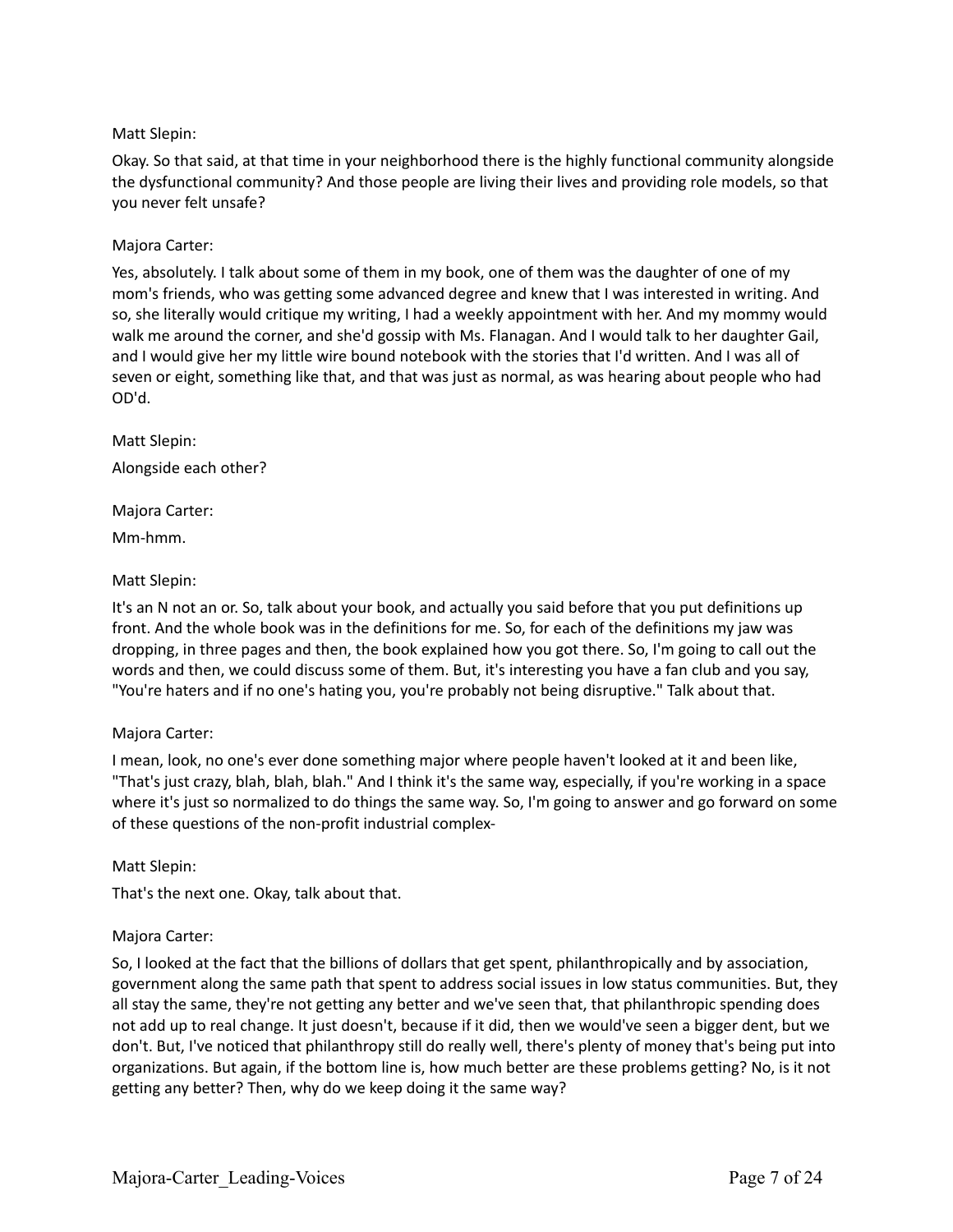Matt Slepin:

Okay. So that said, at that time in your neighborhood there is the highly functional community alongside the dysfunctional community? And those people are living their lives and providing role models, so that you never felt unsafe?

Majora Carter:

Yes, absolutely. I talk about some of them in my book, one of them was the daughter of one of my mom's friends, who was getting some advanced degree and knew that I was interested in writing. And so, she literally would critique my writing, I had a weekly appointment with her. And my mommy would walk me around the corner, and she'd gossip with Ms. Flanagan. And I would talk to her daughter Gail, and I would give her my little wire bound notebook with the stories that I'd written. And I was all of seven or eight, something like that, and that was just as normal, as was hearing about people who had OD'd.

Matt Slepin:

Alongside each other?

Majora Carter:

Mm-hmm.

Matt Slepin:

It's an N not an or. So, talk about your book, and actually you said before that you put definitions up front. And the whole book was in the definitions for me. So, for each of the definitions my jaw was dropping, in three pages and then, the book explained how you got there. So, I'm going to call out the words and then, we could discuss some of them. But, it's interesting you have a fan club and you say, "You're haters and if no one's hating you, you're probably not being disruptive." Talk about that.

Majora Carter:

I mean, look, no one's ever done something major where people haven't looked at it and been like, "That's just crazy, blah, blah, blah." And I think it's the same way, especially, if you're working in a space where it's just so normalized to do things the same way. So, I'm going to answer and go forward on some of these questions of the non-profit industrial complex-

Matt Slepin:

That's the next one. Okay, talk about that.

Majora Carter:

So, I looked at the fact that the billions of dollars that get spent, philanthropically and by association, government along the same path that spent to address social issues in low status communities. But, they all stay the same, they're not getting any better and we've seen that, that philanthropic spending does not add up to real change. It just doesn't, because if it did, then we would've seen a bigger dent, but we don't. But, I've noticed that philanthropy still do really well, there's plenty of money that's being put into organizations. But again, if the bottom line is, how much better are these problems getting? No, is it not getting any better? Then, why do we keep doing it the same way?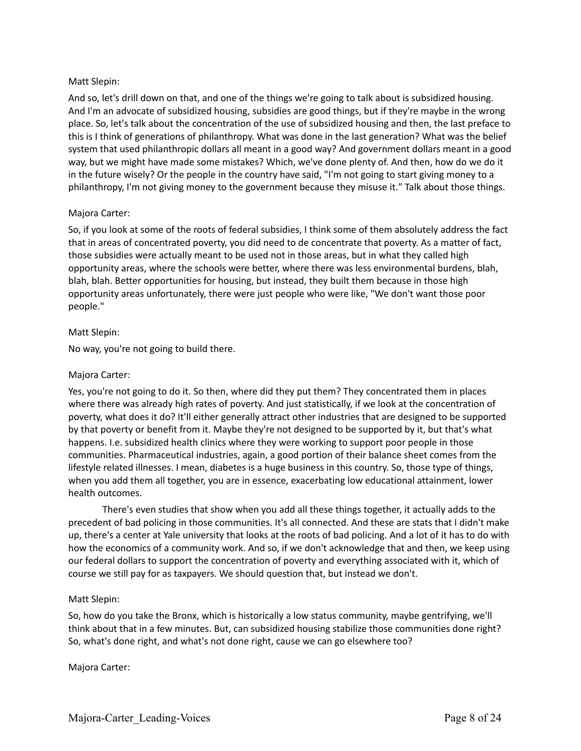Matt Slepin:

And so, let's drill down on that, and one of the things we're going to talk about is subsidized housing. And I'm an advocate of subsidized housing, subsidies are good things, but if they're maybe in the wrong place. So, let's talk about the concentration of the use of subsidized housing and then, the last preface to this is I think of generations of philanthropy. What was done in the last generation? What was the belief system that used philanthropic dollars all meant in a good way? And government dollars meant in a good way, but we might have made some mistakes? Which, we've done plenty of. And then, how do we do it in the future wisely? Or the people in the country have said, "I'm not going to start giving money to a philanthropy, I'm not giving money to the government because they misuse it." Talk about those things.

Majora Carter:

So, if you look at some of the roots of federal subsidies, I think some of them absolutely address the fact that in areas of concentrated poverty, you did need to de concentrate that poverty. As a matter of fact, those subsidies were actually meant to be used not in those areas, but in what they called high opportunity areas, where the schools were better, where there was less environmental burdens, blah, blah, blah. Better opportunities for housing, but instead, they built them because in those high opportunity areas unfortunately, there were just people who were like, "We don't want those poor people."

Matt Slepin:

No way, you're not going to build there.

Majora Carter:

Yes, you're not going to do it. So then, where did they put them? They concentrated them in places where there was already high rates of poverty. And just statistically, if we look at the concentration of poverty, what does it do? It'll either generally attract other industries that are designed to be supported by that poverty or benefit from it. Maybe they're not designed to be supported by it, but that's what happens. I.e. subsidized health clinics where they were working to support poor people in those communities. Pharmaceutical industries, again, a good portion of their balance sheet comes from the lifestyle related illnesses. I mean, diabetes is a huge business in this country. So, those type of things, when you add them all together, you are in essence, exacerbating low educational attainment, lower health outcomes.

There's even studies that show when you add all these things together, it actually adds to the precedent of bad policing in those communities. It's all connected. And these are stats that I didn't make up, there's a center at Yale university that looks at the roots of bad policing. And a lot of it has to do with how the economics of a community work. And so, if we don't acknowledge that and then, we keep using our federal dollars to support the concentration of poverty and everything associated with it, which of course we still pay for as taxpayers. We should question that, but instead we don't.

Matt Slepin:

So, how do you take the Bronx, which is historically a low status community, maybe gentrifying, we'll think about that in a few minutes. But, can subsidized housing stabilize those communities done right? So, what's done right, and what's not done right, cause we can go elsewhere too?

Majora Carter: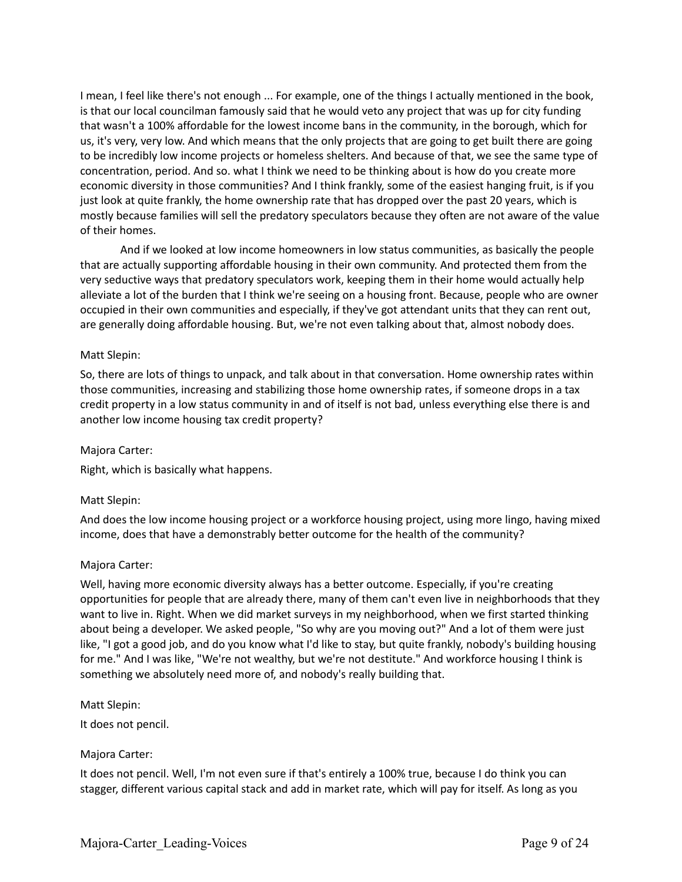I mean, I feel like there's not enough ... For example, one of the things I actually mentioned in the book, is that our local councilman famously said that he would veto any project that was up for city funding that wasn't a 100% affordable for the lowest income bans in the community, in the borough, which for us, it's very, very low. And which means that the only projects that are going to get built there are going to be incredibly low income projects or homeless shelters. And because of that, we see the same type of concentration, period. And so. what I think we need to be thinking about is how do you create more economic diversity in those communities? And I think frankly, some of the easiest hanging fruit, is if you just look at quite frankly, the home ownership rate that has dropped over the past 20 years, which is mostly because families will sell the predatory speculators because they often are not aware of the value of their homes.

And if we looked at low income homeowners in low status communities, as basically the people that are actually supporting affordable housing in their own community. And protected them from the very seductive ways that predatory speculators work, keeping them in their home would actually help alleviate a lot of the burden that I think we're seeing on a housing front. Because, people who are owner occupied in their own communities and especially, if they've got attendant units that they can rent out, are generally doing affordable housing. But, we're not even talking about that, almost nobody does.

Matt Slepin:

So, there are lots of things to unpack, and talk about in that conversation. Home ownership rates within those communities, increasing and stabilizing those home ownership rates, if someone drops in a tax credit property in a low status community in and of itself is not bad, unless everything else there is and another low income housing tax credit property?

Majora Carter:

Right, which is basically what happens.

Matt Slepin:

And does the low income housing project or a workforce housing project, using more lingo, having mixed income, does that have a demonstrably better outcome for the health of the community?

Majora Carter:

Well, having more economic diversity always has a better outcome. Especially, if you're creating opportunities for people that are already there, many of them can't even live in neighborhoods that they want to live in. Right. When we did market surveys in my neighborhood, when we first started thinking about being a developer. We asked people, "So why are you moving out?" And a lot of them were just like, "I got a good job, and do you know what I'd like to stay, but quite frankly, nobody's building housing for me." And I was like, "We're not wealthy, but we're not destitute." And workforce housing I think is something we absolutely need more of, and nobody's really building that.

Matt Slepin:

It does not pencil.

Majora Carter:

It does not pencil. Well, I'm not even sure if that's entirely a 100% true, because I do think you can stagger, different various capital stack and add in market rate, which will pay for itself. As long as you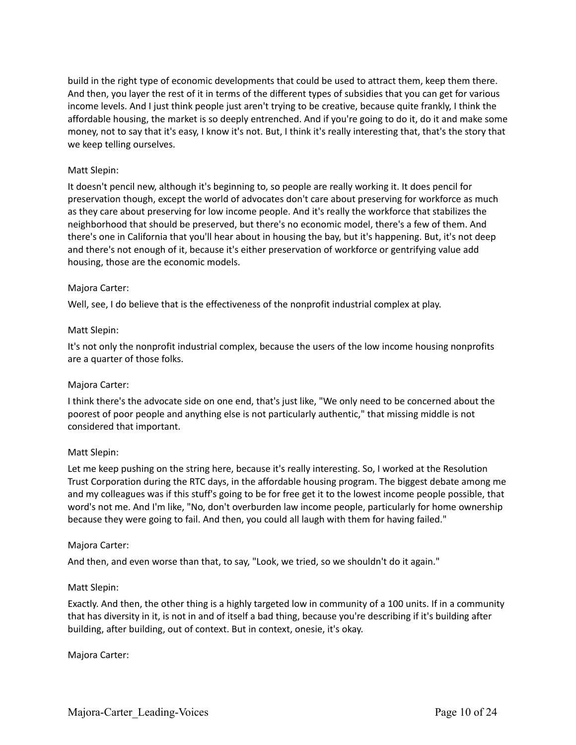build in the right type of economic developments that could be used to attract them, keep them there. And then, you layer the rest of it in terms of the different types of subsidies that you can get for various income levels. And I just think people just aren't trying to be creative, because quite frankly, I think the affordable housing, the market is so deeply entrenched. And if you're going to do it, do it and make some money, not to say that it's easy, I know it's not. But, I think it's really interesting that, that's the story that we keep telling ourselves.

Matt Slepin:

It doesn't pencil new, although it's beginning to, so people are really working it. It does pencil for preservation though, except the world of advocates don't care about preserving for workforce as much as they care about preserving for low income people. And it's really the workforce that stabilizes the neighborhood that should be preserved, but there's no economic model, there's a few of them. And there's one in California that you'll hear about in housing the bay, but it's happening. But, it's not deep and there's not enough of it, because it's either preservation of workforce or gentrifying value add housing, those are the economic models.

Majora Carter:

Well, see, I do believe that is the effectiveness of the nonprofit industrial complex at play.

Matt Slepin:

It's not only the nonprofit industrial complex, because the users of the low income housing nonprofits are a quarter of those folks.

Majora Carter:

I think there's the advocate side on one end, that's just like, "We only need to be concerned about the poorest of poor people and anything else is not particularly authentic," that missing middle is not considered that important.

Matt Slepin:

Let me keep pushing on the string here, because it's really interesting. So, I worked at the Resolution Trust Corporation during the RTC days, in the affordable housing program. The biggest debate among me and my colleagues was if this stuff's going to be for free get it to the lowest income people possible, that word's not me. And I'm like, "No, don't overburden law income people, particularly for home ownership because they were going to fail. And then, you could all laugh with them for having failed."

Majora Carter:

And then, and even worse than that, to say, "Look, we tried, so we shouldn't do it again."

Matt Slepin:

Exactly. And then, the other thing is a highly targeted low in community of a 100 units. If in a community that has diversity in it, is not in and of itself a bad thing, because you're describing if it's building after building, after building, out of context. But in context, onesie, it's okay.

Majora Carter: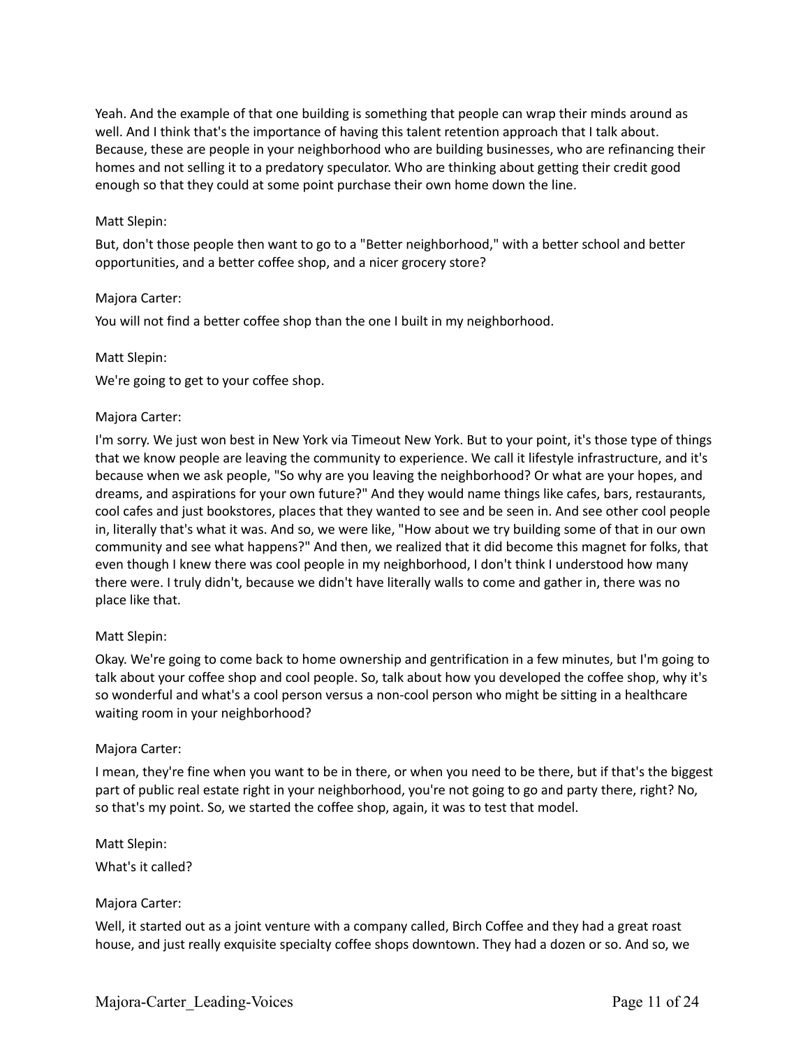Yeah. And the example of that one building is something that people can wrap their minds around as well. And I think that's the importance of having this talent retention approach that I talk about. Because, these are people in your neighborhood who are building businesses, who are refinancing their homes and not selling it to a predatory speculator. Who are thinking about getting their credit good enough so that they could at some point purchase their own home down the line.

Matt Slepin:

But, don't those people then want to go to a "Better neighborhood," with a better school and better opportunities, and a better coffee shop, and a nicer grocery store?

Majora Carter:

You will not find a better coffee shop than the one I built in my neighborhood.

Matt Slepin:

We're going to get to your coffee shop.

Majora Carter:

I'm sorry. We just won best in New York via Timeout New York. But to your point, it's those type of things that we know people are leaving the community to experience. We call it lifestyle infrastructure, and it's because when we ask people, "So why are you leaving the neighborhood? Or what are your hopes, and dreams, and aspirations for your own future?" And they would name things like cafes, bars, restaurants, cool cafes and just bookstores, places that they wanted to see and be seen in. And see other cool people in, literally that's what it was. And so, we were like, "How about we try building some of that in our own community and see what happens?" And then, we realized that it did become this magnet for folks, that even though I knew there was cool people in my neighborhood, I don't think I understood how many there were. I truly didn't, because we didn't have literally walls to come and gather in, there was no place like that.

Matt Slepin:

Okay. We're going to come back to home ownership and gentrification in a few minutes, but I'm going to talk about your coffee shop and cool people. So, talk about how you developed the coffee shop, why it's so wonderful and what's a cool person versus a non-cool person who might be sitting in a healthcare waiting room in your neighborhood?

Majora Carter:

I mean, they're fine when you want to be in there, or when you need to be there, but if that's the biggest part of public real estate right in your neighborhood, you're not going to go and party there, right? No, so that's my point. So, we started the coffee shop, again, it was to test that model.

Matt Slepin:

What's it called?

Majora Carter:

Well, it started out as a joint venture with a company called, Birch Coffee and they had a great roast house, and just really exquisite specialty coffee shops downtown. They had a dozen or so. And so, we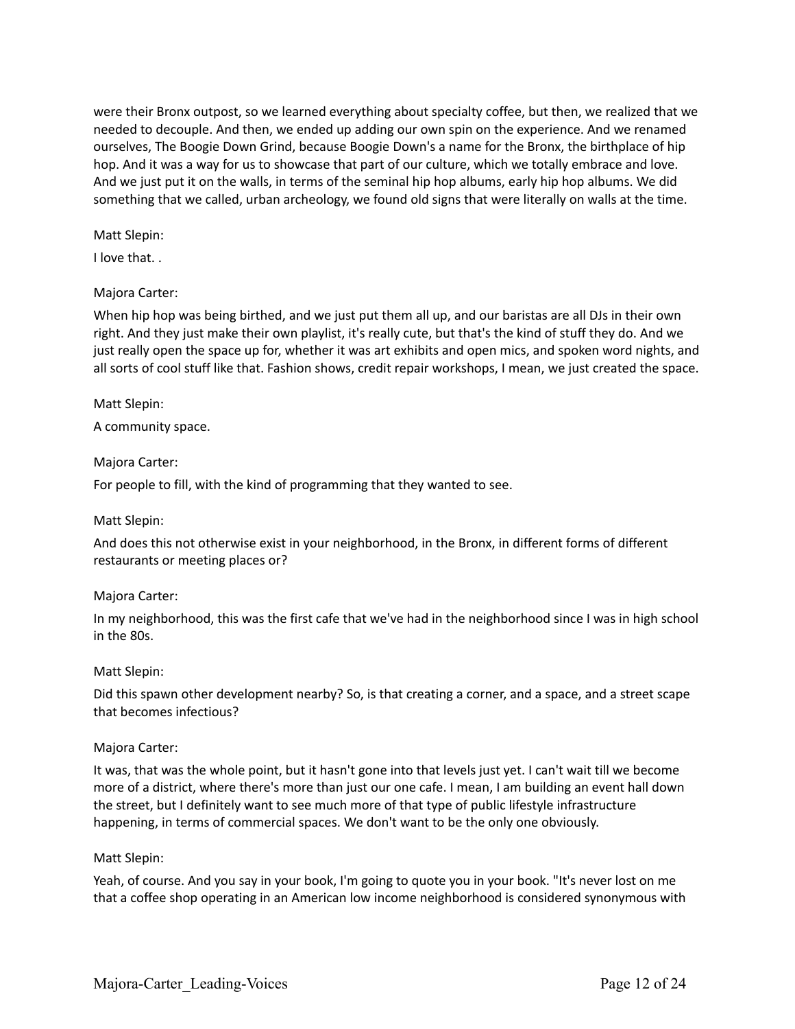were their Bronx outpost, so we learned everything about specialty coffee, but then, we realized that we needed to decouple. And then, we ended up adding our own spin on the experience. And we renamed ourselves, The Boogie Down Grind, because Boogie Down's a name for the Bronx, the birthplace of hip hop. And it was a way for us to showcase that part of our culture, which we totally embrace and love. And we just put it on the walls, in terms of the seminal hip hop albums, early hip hop albums. We did something that we called, urban archeology, we found old signs that were literally on walls at the time.

Matt Slepin:

I love that. .

Majora Carter:

When hip hop was being birthed, and we just put them all up, and our baristas are all DJs in their own right. And they just make their own playlist, it's really cute, but that's the kind of stuff they do. And we just really open the space up for, whether it was art exhibits and open mics, and spoken word nights, and all sorts of cool stuff like that. Fashion shows, credit repair workshops, I mean, we just created the space.

Matt Slepin:

A community space.

Majora Carter:

For people to fill, with the kind of programming that they wanted to see.

Matt Slepin:

And does this not otherwise exist in your neighborhood, in the Bronx, in different forms of different restaurants or meeting places or?

Majora Carter:

In my neighborhood, this was the first cafe that we've had in the neighborhood since I was in high school in the 80s.

Matt Slepin:

Did this spawn other development nearby? So, is that creating a corner, and a space, and a street scape that becomes infectious?

Majora Carter:

It was, that was the whole point, but it hasn't gone into that levels just yet. I can't wait till we become more of a district, where there's more than just our one cafe. I mean, I am building an event hall down the street, but I definitely want to see much more of that type of public lifestyle infrastructure happening, in terms of commercial spaces. We don't want to be the only one obviously.

Matt Slepin:

Yeah, of course. And you say in your book, I'm going to quote you in your book. "It's never lost on me that a coffee shop operating in an American low income neighborhood is considered synonymous with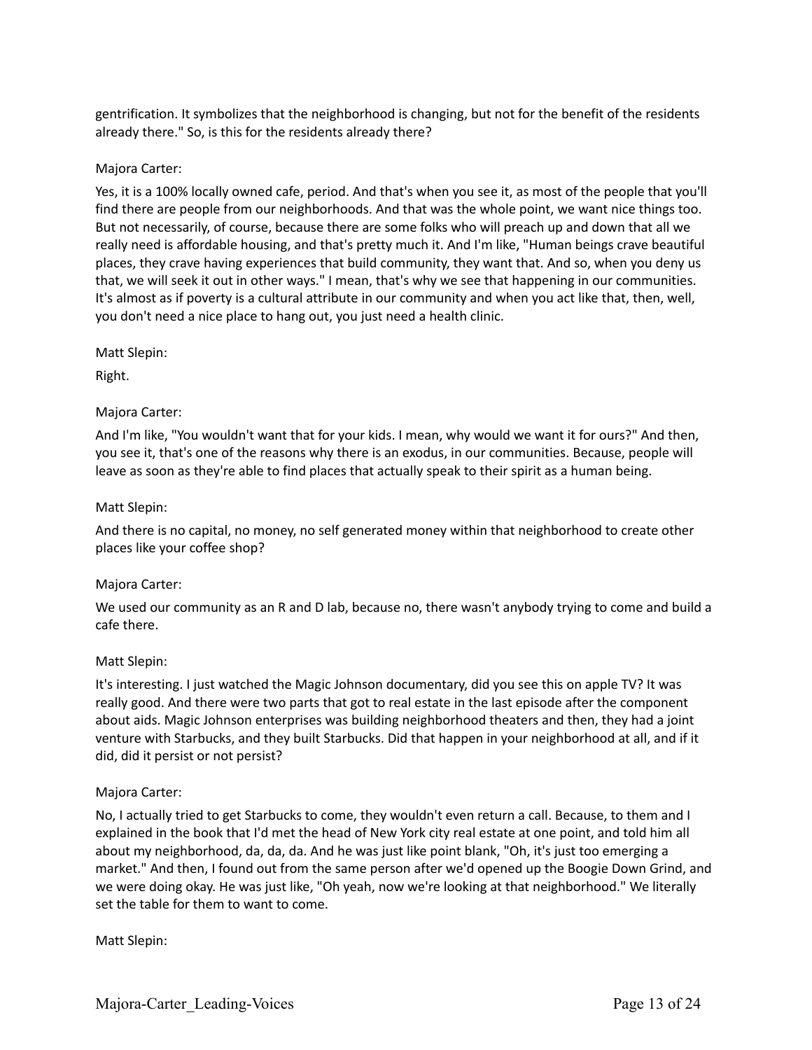gentrification. It symbolizes that the neighborhood is changing, but not for the benefit of the residents already there." So, is this for the residents already there?

Majora Carter:

Yes, it is a 100% locally owned cafe, period. And that's when you see it, as most of the people that you'll find there are people from our neighborhoods. And that was the whole point, we want nice things too. But not necessarily, of course, because there are some folks who will preach up and down that all we really need is affordable housing, and that's pretty much it. And I'm like, "Human beings crave beautiful places, they crave having experiences that build community, they want that. And so, when you deny us that, we will seek it out in other ways." I mean, that's why we see that happening in our communities. It's almost as if poverty is a cultural attribute in our community and when you act like that, then, well, you don't need a nice place to hang out, you just need a health clinic.

Matt Slepin:

Right.

Majora Carter:

And I'm like, "You wouldn't want that for your kids. I mean, why would we want it for ours?" And then, you see it, that's one of the reasons why there is an exodus, in our communities. Because, people will leave as soon as they're able to find places that actually speak to their spirit as a human being.

Matt Slepin:

And there is no capital, no money, no self generated money within that neighborhood to create other places like your coffee shop?

Majora Carter:

We used our community as an R and D lab, because no, there wasn't anybody trying to come and build a cafe there.

Matt Slepin:

It's interesting. I just watched the Magic Johnson documentary, did you see this on apple TV? It was really good. And there were two parts that got to real estate in the last episode after the component about aids. Magic Johnson enterprises was building neighborhood theaters and then, they had a joint venture with Starbucks, and they built Starbucks. Did that happen in your neighborhood at all, and if it did, did it persist or not persist?

Majora Carter:

No, I actually tried to get Starbucks to come, they wouldn't even return a call. Because, to them and I explained in the book that I'd met the head of New York city real estate at one point, and told him all about my neighborhood, da, da, da. And he was just like point blank, "Oh, it's just too emerging a market." And then, I found out from the same person after we'd opened up the Boogie Down Grind, and we were doing okay. He was just like, "Oh yeah, now we're looking at that neighborhood." We literally set the table for them to want to come.

Matt Slepin: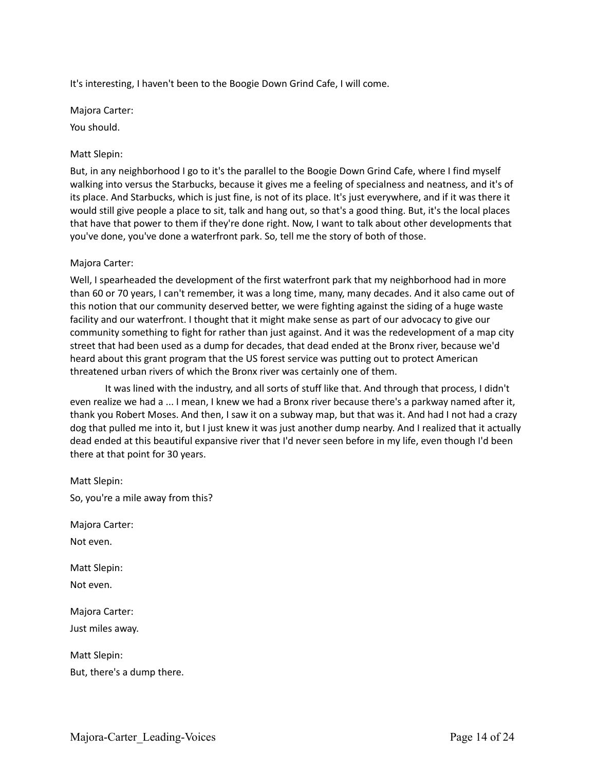It's interesting, I haven't been to the Boogie Down Grind Cafe, I will come.

Majora Carter:

You should.

Matt Slepin:

But, in any neighborhood I go to it's the parallel to the Boogie Down Grind Cafe, where I find myself walking into versus the Starbucks, because it gives me a feeling of specialness and neatness, and it's of its place. And Starbucks, which is just fine, is not of its place. It's just everywhere, and if it was there it would still give people a place to sit, talk and hang out, so that's a good thing. But, it's the local places that have that power to them if they're done right. Now, I want to talk about other developments that you've done, you've done a waterfront park. So, tell me the story of both of those.

Majora Carter:

Well, I spearheaded the development of the first waterfront park that my neighborhood had in more than 60 or 70 years, I can't remember, it was a long time, many, many decades. And it also came out of this notion that our community deserved better, we were fighting against the siding of a huge waste facility and our waterfront. I thought that it might make sense as part of our advocacy to give our community something to fight for rather than just against. And it was the redevelopment of a map city street that had been used as a dump for decades, that dead ended at the Bronx river, because we'd heard about this grant program that the US forest service was putting out to protect American threatened urban rivers of which the Bronx river was certainly one of them.

It was lined with the industry, and all sorts of stuff like that. And through that process, I didn't even realize we had a ... I mean, I knew we had a Bronx river because there's a parkway named after it, thank you Robert Moses. And then, I saw it on a subway map, but that was it. And had I not had a crazy dog that pulled me into it, but I just knew it was just another dump nearby. And I realized that it actually dead ended at this beautiful expansive river that I'd never seen before in my life, even though I'd been there at that point for 30 years.

Matt Slepin:

So, you're a mile away from this?

Majora Carter:

Not even.

Matt Slepin:

Not even.

Majora Carter:

Just miles away.

Matt Slepin:

But, there's a dump there.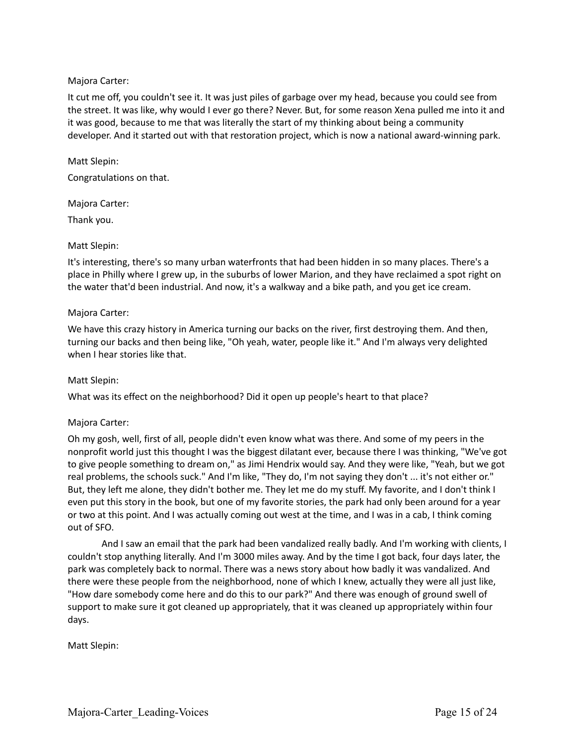Majora Carter:

It cut me off, you couldn't see it. It was just piles of garbage over my head, because you could see from the street. It was like, why would I ever go there? Never. But, for some reason Xena pulled me into it and it was good, because to me that was literally the start of my thinking about being a community developer. And it started out with that restoration project, which is now a national award-winning park.

Matt Slepin:

Congratulations on that.

Majora Carter:

Thank you.

Matt Slepin:

It's interesting, there's so many urban waterfronts that had been hidden in so many places. There's a place in Philly where I grew up, in the suburbs of lower Marion, and they have reclaimed a spot right on the water that'd been industrial. And now, it's a walkway and a bike path, and you get ice cream.

Majora Carter:

We have this crazy history in America turning our backs on the river, first destroying them. And then, turning our backs and then being like, "Oh yeah, water, people like it." And I'm always very delighted when I hear stories like that.

Matt Slepin:

What was its effect on the neighborhood? Did it open up people's heart to that place?

Majora Carter:

Oh my gosh, well, first of all, people didn't even know what was there. And some of my peers in the nonprofit world just this thought I was the biggest dilatant ever, because there I was thinking, "We've got to give people something to dream on," as Jimi Hendrix would say. And they were like, "Yeah, but we got real problems, the schools suck." And I'm like, "They do, I'm not saying they don't ... it's not either or." But, they left me alone, they didn't bother me. They let me do my stuff. My favorite, and I don't think I even put this story in the book, but one of my favorite stories, the park had only been around for a year or two at this point. And I was actually coming out west at the time, and I was in a cab, I think coming out of SFO.

And I saw an email that the park had been vandalized really badly. And I'm working with clients, I couldn't stop anything literally. And I'm 3000 miles away. And by the time I got back, four days later, the park was completely back to normal. There was a news story about how badly it was vandalized. And there were these people from the neighborhood, none of which I knew, actually they were all just like, "How dare somebody come here and do this to our park?" And there was enough of ground swell of support to make sure it got cleaned up appropriately, that it was cleaned up appropriately within four days.

Matt Slepin: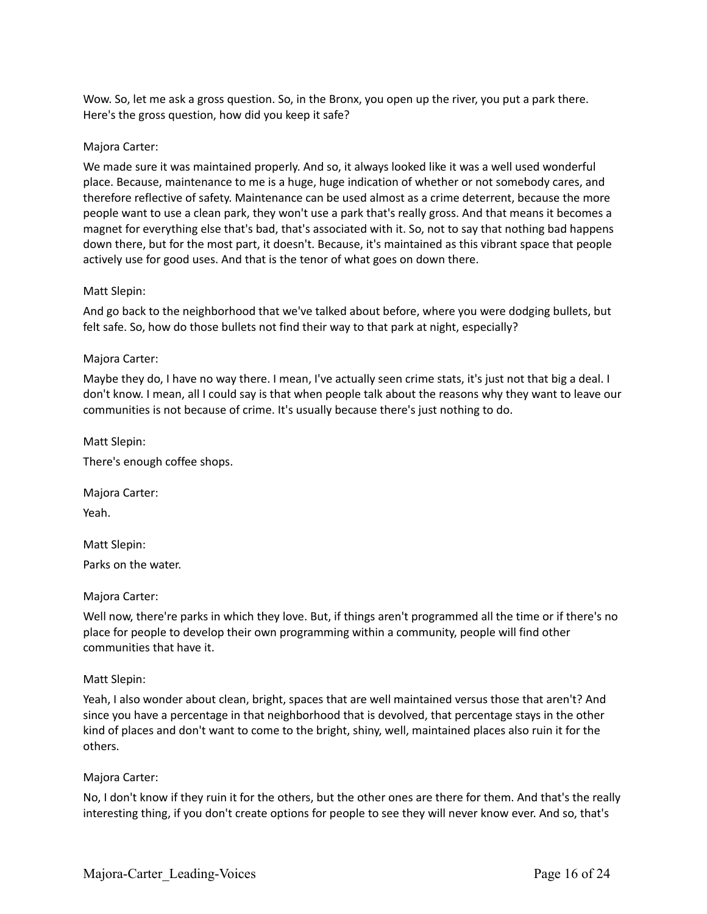Wow. So, let me ask a gross question. So, in the Bronx, you open up the river, you put a park there. Here's the gross question, how did you keep it safe?

Majora Carter:

We made sure it was maintained properly. And so, it always looked like it was a well used wonderful place. Because, maintenance to me is a huge, huge indication of whether or not somebody cares, and therefore reflective of safety. Maintenance can be used almost as a crime deterrent, because the more people want to use a clean park, they won't use a park that's really gross. And that means it becomes a magnet for everything else that's bad, that's associated with it. So, not to say that nothing bad happens down there, but for the most part, it doesn't. Because, it's maintained as this vibrant space that people actively use for good uses. And that is the tenor of what goes on down there.

Matt Slepin:

And go back to the neighborhood that we've talked about before, where you were dodging bullets, but felt safe. So, how do those bullets not find their way to that park at night, especially?

Majora Carter:

Maybe they do, I have no way there. I mean, I've actually seen crime stats, it's just not that big a deal. I don't know. I mean, all I could say is that when people talk about the reasons why they want to leave our communities is not because of crime. It's usually because there's just nothing to do.

Matt Slepin:

There's enough coffee shops.

Majora Carter:

Yeah.

Matt Slepin:

Parks on the water.

Majora Carter:

Well now, there're parks in which they love. But, if things aren't programmed all the time or if there's no place for people to develop their own programming within a community, people will find other communities that have it.

Matt Slepin:

Yeah, I also wonder about clean, bright, spaces that are well maintained versus those that aren't? And since you have a percentage in that neighborhood that is devolved, that percentage stays in the other kind of places and don't want to come to the bright, shiny, well, maintained places also ruin it for the others.

Majora Carter:

No, I don't know if they ruin it for the others, but the other ones are there for them. And that's the really interesting thing, if you don't create options for people to see they will never know ever. And so, that's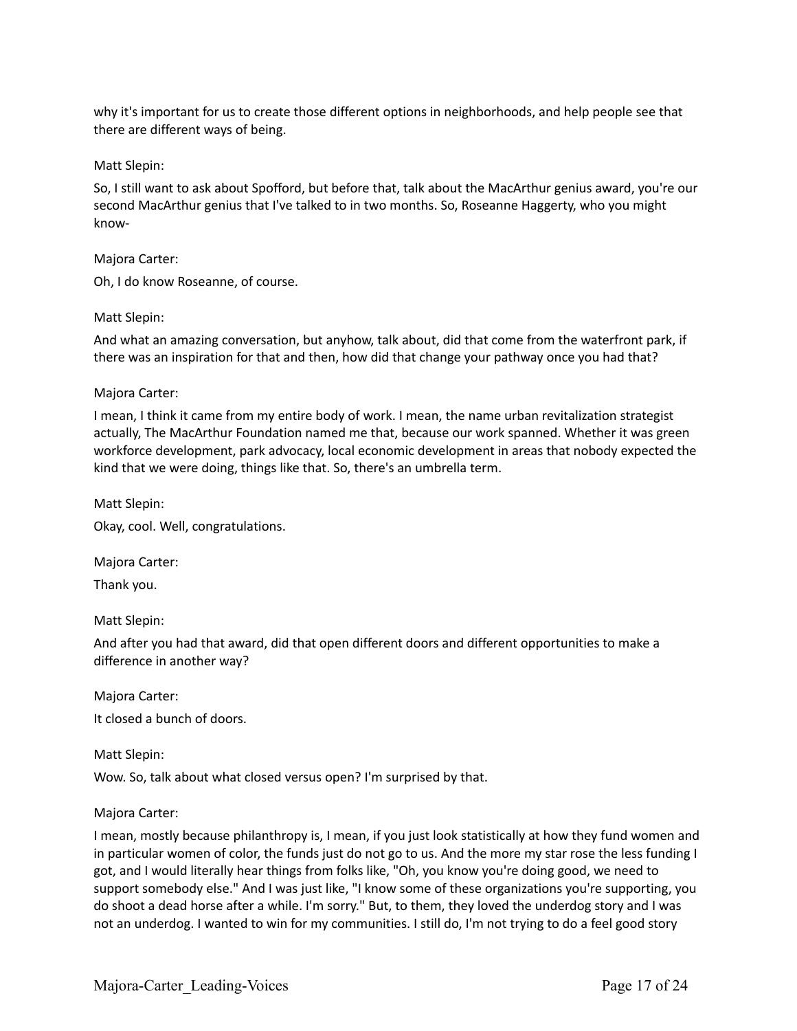why it's important for us to create those different options in neighborhoods, and help people see that there are different ways of being.

Matt Slepin:

So, I still want to ask about Spofford, but before that, talk about the MacArthur genius award, you're our second MacArthur genius that I've talked to in two months. So, Roseanne Haggerty, who you might know-

Majora Carter:

Oh, I do know Roseanne, of course.

Matt Slepin:

And what an amazing conversation, but anyhow, talk about, did that come from the waterfront park, if there was an inspiration for that and then, how did that change your pathway once you had that?

Majora Carter:

I mean, I think it came from my entire body of work. I mean, the name urban revitalization strategist actually, The MacArthur Foundation named me that, because our work spanned. Whether it was green workforce development, park advocacy, local economic development in areas that nobody expected the kind that we were doing, things like that. So, there's an umbrella term.

Matt Slepin:

Okay, cool. Well, congratulations.

Majora Carter:

Thank you.

Matt Slepin:

And after you had that award, did that open different doors and different opportunities to make a difference in another way?

Majora Carter:

It closed a bunch of doors.

Matt Slepin:

Wow. So, talk about what closed versus open? I'm surprised by that.

Majora Carter:

I mean, mostly because philanthropy is, I mean, if you just look statistically at how they fund women and in particular women of color, the funds just do not go to us. And the more my star rose the less funding I got, and I would literally hear things from folks like, "Oh, you know you're doing good, we need to support somebody else." And I was just like, "I know some of these organizations you're supporting, you do shoot a dead horse after a while. I'm sorry." But, to them, they loved the underdog story and I was not an underdog. I wanted to win for my communities. I still do, I'm not trying to do a feel good story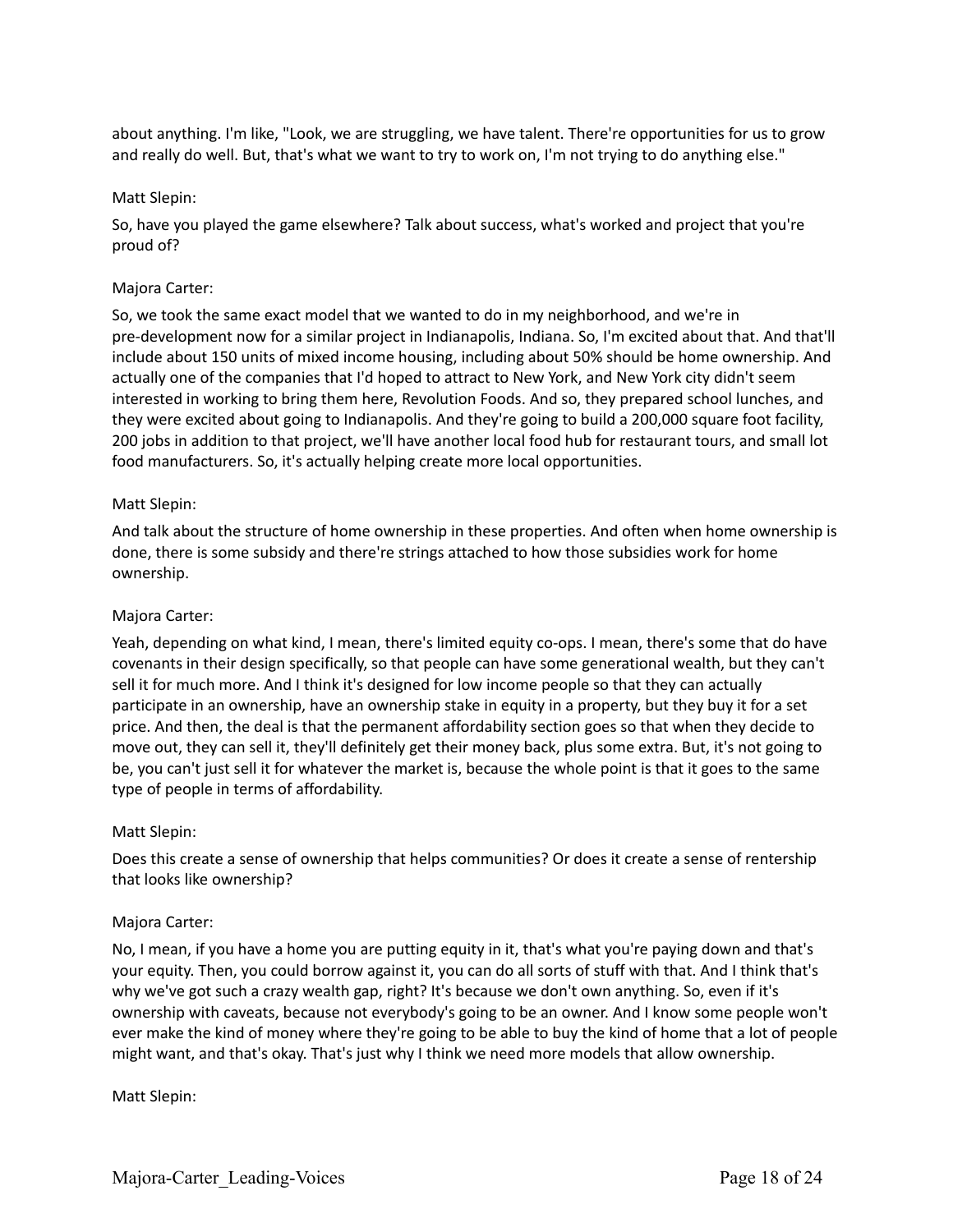about anything. I'm like, "Look, we are struggling, we have talent. There're opportunities for us to grow and really do well. But, that's what we want to try to work on, I'm not trying to do anything else."

Matt Slepin:

So, have you played the game elsewhere? Talk about success, what's worked and project that you're proud of?

Majora Carter:

So, we took the same exact model that we wanted to do in my neighborhood, and we're in pre-development now for a similar project in Indianapolis, Indiana. So, I'm excited about that. And that'll include about 150 units of mixed income housing, including about 50% should be home ownership. And actually one of the companies that I'd hoped to attract to New York, and New York city didn't seem interested in working to bring them here, Revolution Foods. And so, they prepared school lunches, and they were excited about going to Indianapolis. And they're going to build a 200,000 square foot facility, 200 jobs in addition to that project, we'll have another local food hub for restaurant tours, and small lot food manufacturers. So, it's actually helping create more local opportunities.

Matt Slepin:

And talk about the structure of home ownership in these properties. And often when home ownership is done, there is some subsidy and there're strings attached to how those subsidies work for home ownership.

Majora Carter:

Yeah, depending on what kind, I mean, there's limited equity co-ops. I mean, there's some that do have covenants in their design specifically, so that people can have some generational wealth, but they can't sell it for much more. And I think it's designed for low income people so that they can actually participate in an ownership, have an ownership stake in equity in a property, but they buy it for a set price. And then, the deal is that the permanent affordability section goes so that when they decide to move out, they can sell it, they'll definitely get their money back, plus some extra. But, it's not going to be, you can't just sell it for whatever the market is, because the whole point is that it goes to the same type of people in terms of affordability.

Matt Slepin:

Does this create a sense of ownership that helps communities? Or does it create a sense of rentership that looks like ownership?

Majora Carter:

No, I mean, if you have a home you are putting equity in it, that's what you're paying down and that's your equity. Then, you could borrow against it, you can do all sorts of stuff with that. And I think that's why we've got such a crazy wealth gap, right? It's because we don't own anything. So, even if it's ownership with caveats, because not everybody's going to be an owner. And I know some people won't ever make the kind of money where they're going to be able to buy the kind of home that a lot of people might want, and that's okay. That's just why I think we need more models that allow ownership.

Matt Slepin: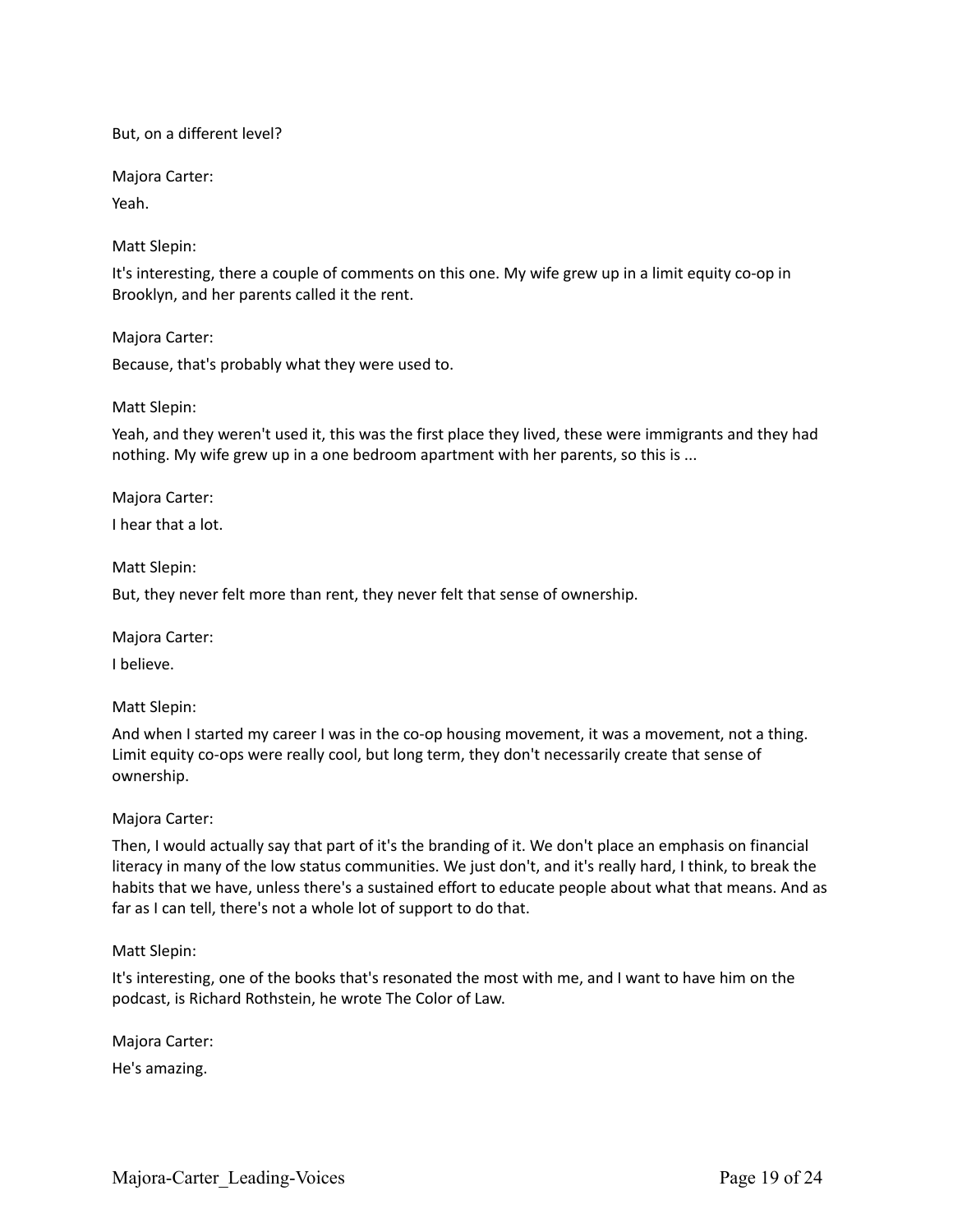But, on a different level?

Majora Carter:

Yeah.

Matt Slepin:

It's interesting, there a couple of comments on this one. My wife grew up in a limit equity co-op in Brooklyn, and her parents called it the rent.

Majora Carter:

Because, that's probably what they were used to.

Matt Slepin:

Yeah, and they weren't used it, this was the first place they lived, these were immigrants and they had nothing. My wife grew up in a one bedroom apartment with her parents, so this is ...

Majora Carter:

I hear that a lot.

Matt Slepin:

But, they never felt more than rent, they never felt that sense of ownership.

Majora Carter:

I believe.

Matt Slepin:

And when I started my career I was in the co-op housing movement, it was a movement, not a thing. Limit equity co-ops were really cool, but long term, they don't necessarily create that sense of ownership.

Majora Carter:

Then, I would actually say that part of it's the branding of it. We don't place an emphasis on financial literacy in many of the low status communities. We just don't, and it's really hard, I think, to break the habits that we have, unless there's a sustained effort to educate people about what that means. And as far as I can tell, there's not a whole lot of support to do that.

Matt Slepin:

It's interesting, one of the books that's resonated the most with me, and I want to have him on the podcast, is Richard Rothstein, he wrote The Color of Law.

Majora Carter:

He's amazing.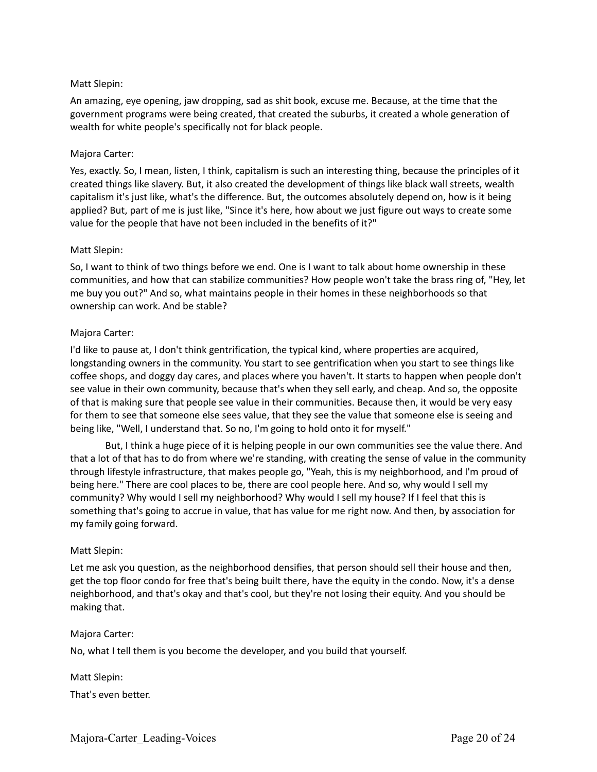Matt Slepin:

An amazing, eye opening, jaw dropping, sad as shit book, excuse me. Because, at the time that the government programs were being created, that created the suburbs, it created a whole generation of wealth for white people's specifically not for black people.

Majora Carter:

Yes, exactly. So, I mean, listen, I think, capitalism is such an interesting thing, because the principles of it created things like slavery. But, it also created the development of things like black wall streets, wealth capitalism it's just like, what's the difference. But, the outcomes absolutely depend on, how is it being applied? But, part of me is just like, "Since it's here, how about we just figure out ways to create some value for the people that have not been included in the benefits of it?"

Matt Slepin:

So, I want to think of two things before we end. One is I want to talk about home ownership in these communities, and how that can stabilize communities? How people won't take the brass ring of, "Hey, let me buy you out?" And so, what maintains people in their homes in these neighborhoods so that ownership can work. And be stable?

Majora Carter:

I'd like to pause at, I don't think gentrification, the typical kind, where properties are acquired, longstanding owners in the community. You start to see gentrification when you start to see things like coffee shops, and doggy day cares, and places where you haven't. It starts to happen when people don't see value in their own community, because that's when they sell early, and cheap. And so, the opposite of that is making sure that people see value in their communities. Because then, it would be very easy for them to see that someone else sees value, that they see the value that someone else is seeing and being like, "Well, I understand that. So no, I'm going to hold onto it for myself."

But, I think a huge piece of it is helping people in our own communities see the value there. And that a lot of that has to do from where we're standing, with creating the sense of value in the community through lifestyle infrastructure, that makes people go, "Yeah, this is my neighborhood, and I'm proud of being here." There are cool places to be, there are cool people here. And so, why would I sell my community? Why would I sell my neighborhood? Why would I sell my house? If I feel that this is something that's going to accrue in value, that has value for me right now. And then, by association for my family going forward.

Matt Slepin:

Let me ask you question, as the neighborhood densifies, that person should sell their house and then, get the top floor condo for free that's being built there, have the equity in the condo. Now, it's a dense neighborhood, and that's okay and that's cool, but they're not losing their equity. And you should be making that.

Majora Carter:

No, what I tell them is you become the developer, and you build that yourself.

Matt Slepin:

That's even better.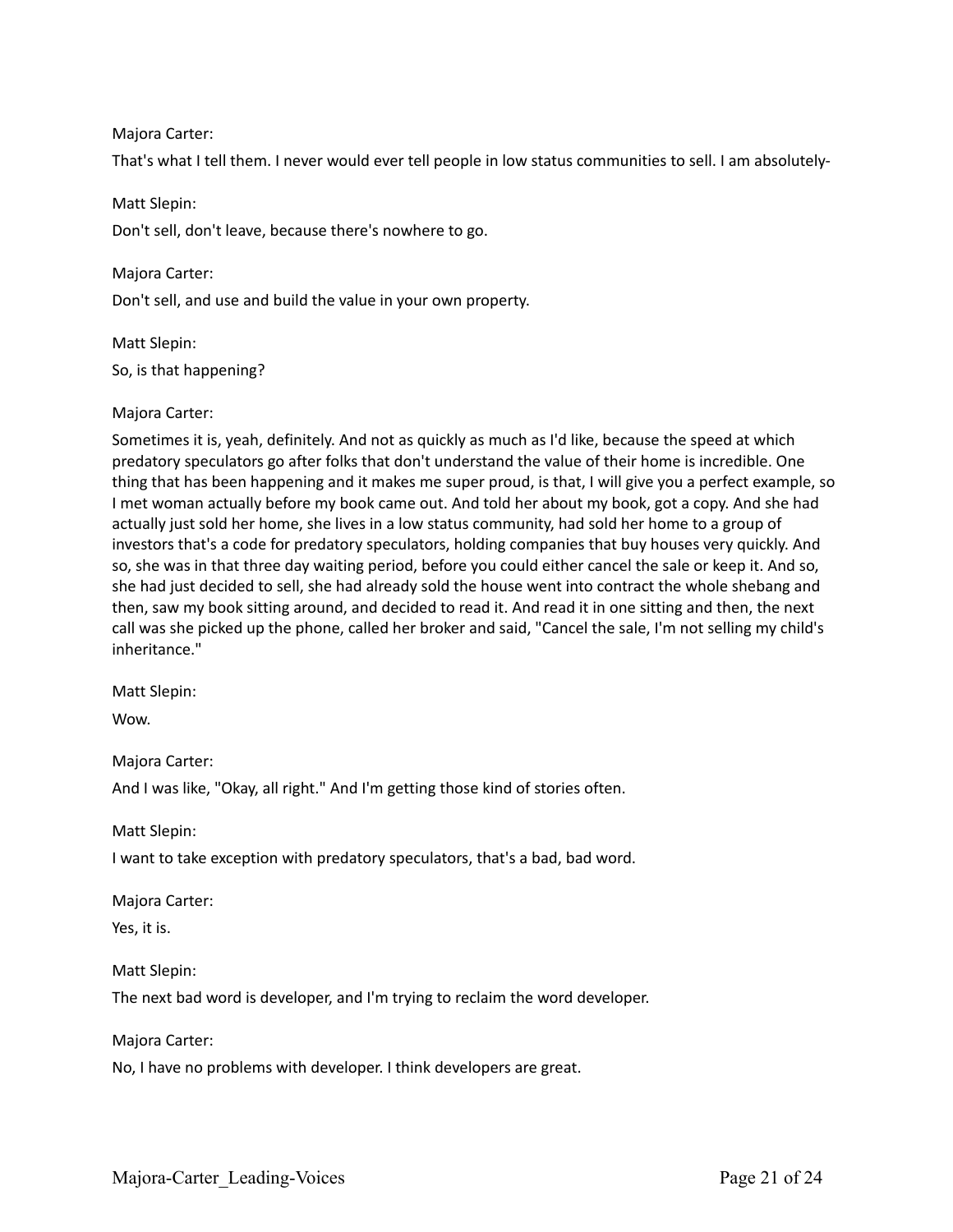Majora Carter:

That's what I tell them. I never would ever tell people in low status communities to sell. I am absolutely-

Matt Slepin:

Don't sell, don't leave, because there's nowhere to go.

Majora Carter:

Don't sell, and use and build the value in your own property.

Matt Slepin:

So, is that happening?

Majora Carter:

Sometimes it is, yeah, definitely. And not as quickly as much as I'd like, because the speed at which predatory speculators go after folks that don't understand the value of their home is incredible. One thing that has been happening and it makes me super proud, is that, I will give you a perfect example, so I met woman actually before my book came out. And told her about my book, got a copy. And she had actually just sold her home, she lives in a low status community, had sold her home to a group of investors that's a code for predatory speculators, holding companies that buy houses very quickly. And so, she was in that three day waiting period, before you could either cancel the sale or keep it. And so, she had just decided to sell, she had already sold the house went into contract the whole shebang and then, saw my book sitting around, and decided to read it. And read it in one sitting and then, the next call was she picked up the phone, called her broker and said, "Cancel the sale, I'm not selling my child's inheritance."

Matt Slepin:

Wow.

Majora Carter:

And I was like, "Okay, all right." And I'm getting those kind of stories often.

Matt Slepin:

I want to take exception with predatory speculators, that's a bad, bad word.

Majora Carter:

Yes, it is.

Matt Slepin:

The next bad word is developer, and I'm trying to reclaim the word developer.

Majora Carter:

No, I have no problems with developer. I think developers are great.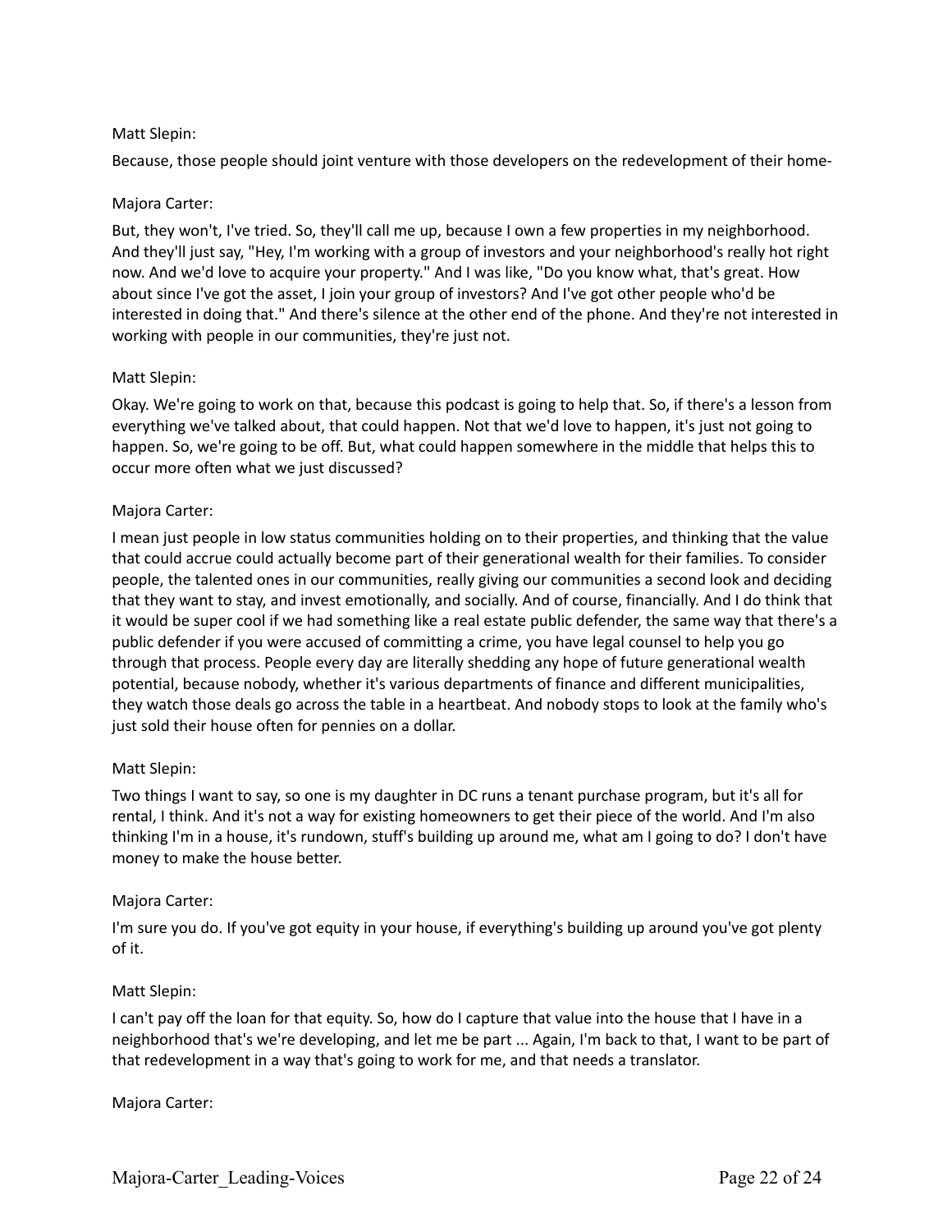Matt Slepin:

Because, those people should joint venture with those developers on the redevelopment of their home-

Majora Carter:

But, they won't, I've tried. So, they'll call me up, because I own a few properties in my neighborhood. And they'll just say, "Hey, I'm working with a group of investors and your neighborhood's really hot right now. And we'd love to acquire your property." And I was like, "Do you know what, that's great. How about since I've got the asset, I join your group of investors? And I've got other people who'd be interested in doing that." And there's silence at the other end of the phone. And they're not interested in working with people in our communities, they're just not.

Matt Slepin:

Okay. We're going to work on that, because this podcast is going to help that. So, if there's a lesson from everything we've talked about, that could happen. Not that we'd love to happen, it's just not going to happen. So, we're going to be off. But, what could happen somewhere in the middle that helps this to occur more often what we just discussed?

Majora Carter:

I mean just people in low status communities holding on to their properties, and thinking that the value that could accrue could actually become part of their generational wealth for their families. To consider people, the talented ones in our communities, really giving our communities a second look and deciding that they want to stay, and invest emotionally, and socially. And of course, financially. And I do think that it would be super cool if we had something like a real estate public defender, the same way that there's a public defender if you were accused of committing a crime, you have legal counsel to help you go through that process. People every day are literally shedding any hope of future generational wealth potential, because nobody, whether it's various departments of finance and different municipalities, they watch those deals go across the table in a heartbeat. And nobody stops to look at the family who's just sold their house often for pennies on a dollar.

Matt Slepin:

Two things I want to say, so one is my daughter in DC runs a tenant purchase program, but it's all for rental, I think. And it's not a way for existing homeowners to get their piece of the world. And I'm also thinking I'm in a house, it's rundown, stuff's building up around me, what am I going to do? I don't have money to make the house better.

Majora Carter:

I'm sure you do. If you've got equity in your house, if everything's building up around you've got plenty of it.

Matt Slepin:

I can't pay off the loan for that equity. So, how do I capture that value into the house that I have in a neighborhood that's we're developing, and let me be part ... Again, I'm back to that, I want to be part of that redevelopment in a way that's going to work for me, and that needs a translator.

Majora Carter: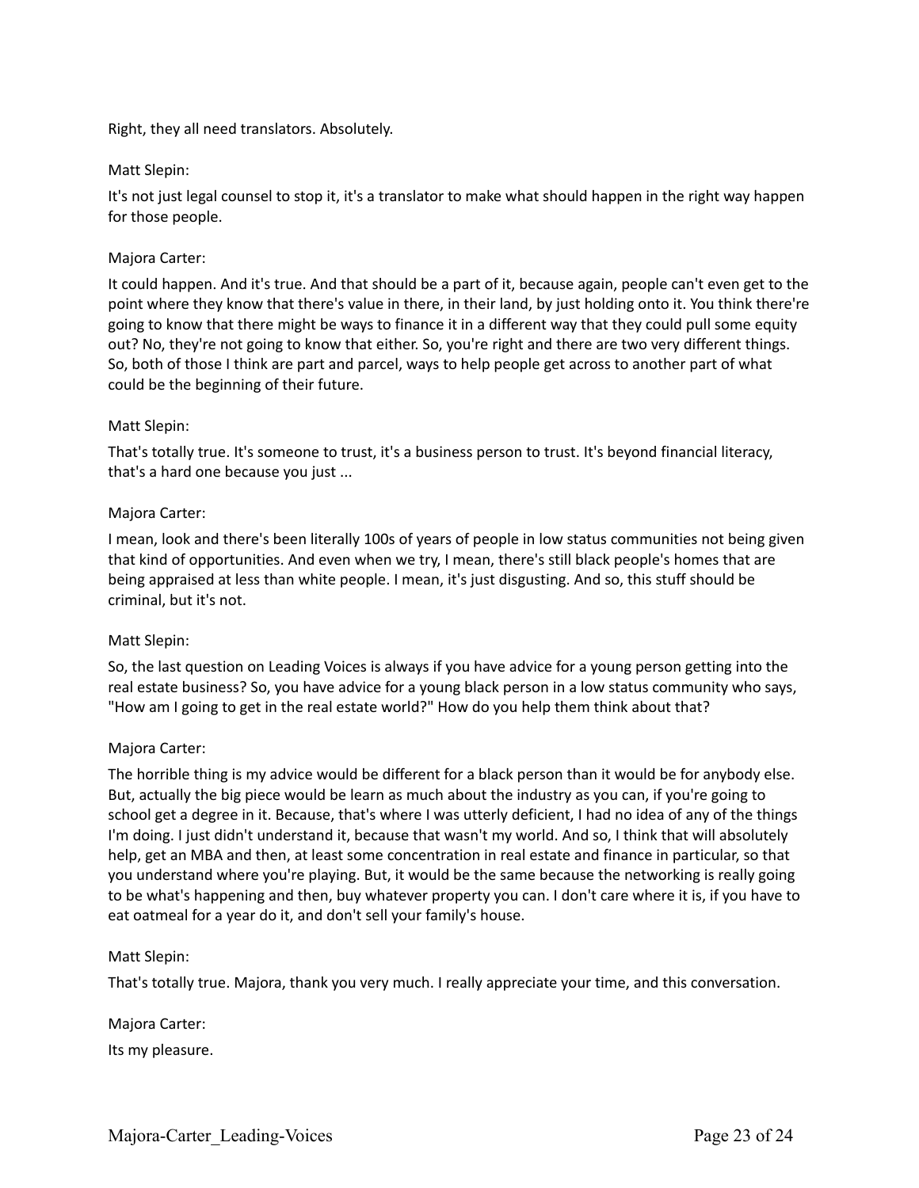Right, they all need translators. Absolutely.

Matt Slepin:

It's not just legal counsel to stop it, it's a translator to make what should happen in the right way happen for those people.

Majora Carter:

It could happen. And it's true. And that should be a part of it, because again, people can't even get to the point where they know that there's value in there, in their land, by just holding onto it. You think there're going to know that there might be ways to finance it in a different way that they could pull some equity out? No, they're not going to know that either. So, you're right and there are two very different things. So, both of those I think are part and parcel, ways to help people get across to another part of what could be the beginning of their future.

Matt Slepin:

That's totally true. It's someone to trust, it's a business person to trust. It's beyond financial literacy, that's a hard one because you just ...

Majora Carter:

I mean, look and there's been literally 100s of years of people in low status communities not being given that kind of opportunities. And even when we try, I mean, there's still black people's homes that are being appraised at less than white people. I mean, it's just disgusting. And so, this stuff should be criminal, but it's not.

Matt Slepin:

So, the last question on Leading Voices is always if you have advice for a young person getting into the real estate business? So, you have advice for a young black person in a low status community who says, "How am I going to get in the real estate world?" How do you help them think about that?

Majora Carter:

The horrible thing is my advice would be different for a black person than it would be for anybody else. But, actually the big piece would be learn as much about the industry as you can, if you're going to school get a degree in it. Because, that's where I was utterly deficient, I had no idea of any of the things I'm doing. I just didn't understand it, because that wasn't my world. And so, I think that will absolutely help, get an MBA and then, at least some concentration in real estate and finance in particular, so that you understand where you're playing. But, it would be the same because the networking is really going to be what's happening and then, buy whatever property you can. I don't care where it is, if you have to eat oatmeal for a year do it, and don't sell your family's house.

Matt Slepin:

That's totally true. Majora, thank you very much. I really appreciate your time, and this conversation.

Majora Carter:

Its my pleasure.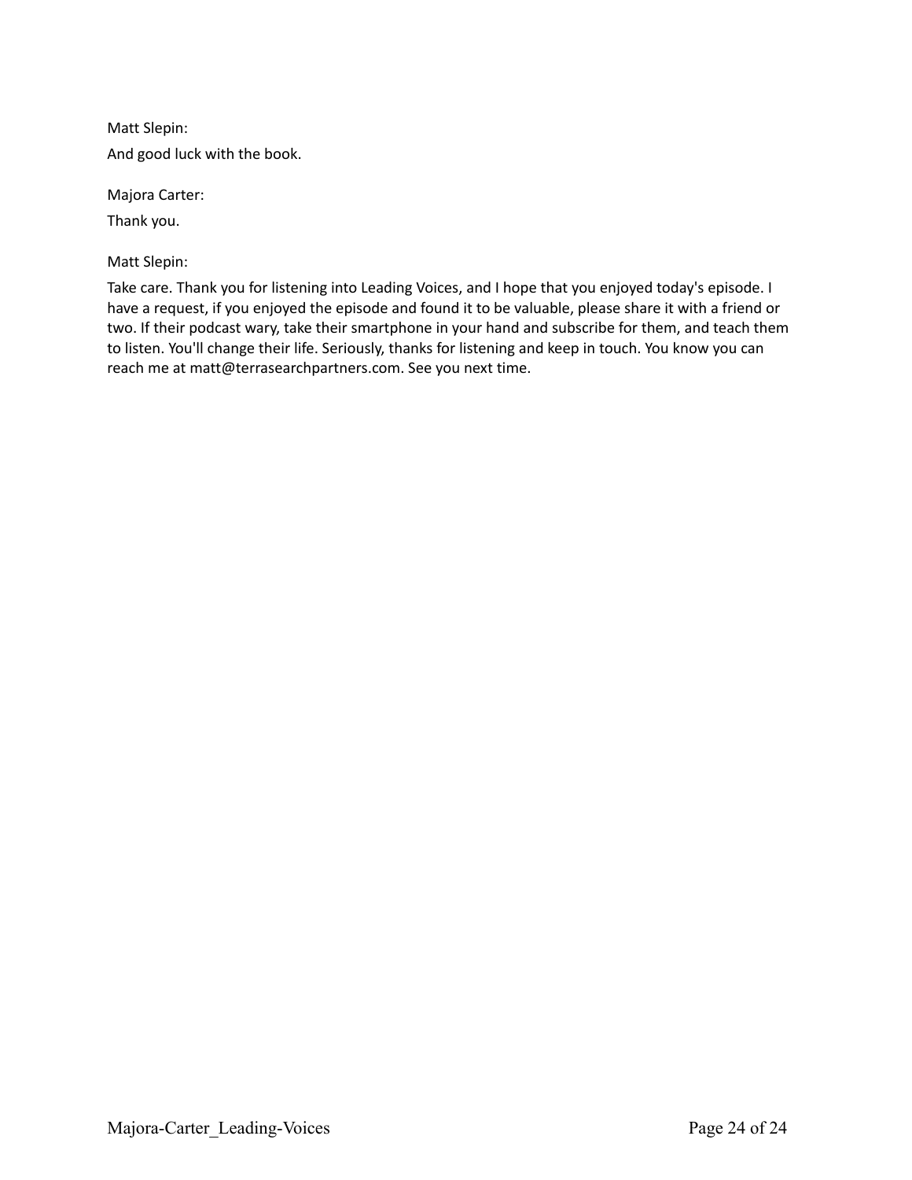Matt Slepin:

And good luck with the book.

Majora Carter:

Thank you.

Matt Slepin:

Take care. Thank you for listening into Leading Voices, and I hope that you enjoyed today's episode. I have a request, if you enjoyed the episode and found it to be valuable, please share it with a friend or two. If their podcast wary, take their smartphone in your hand and subscribe for them, and teach them to listen. You'll change their life. Seriously, thanks for listening and keep in touch. You know you can reach me at matt@terrasearchpartners.com. See you next time.